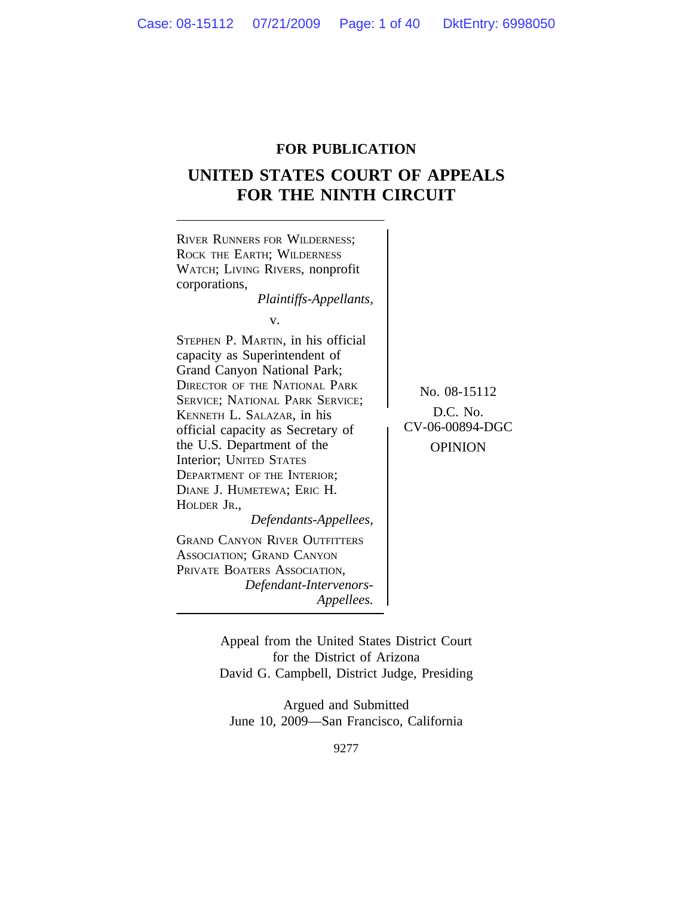**FOR PUBLICATION**

# UNITED STATES COURT OF APPEALS FOR THE NINTH CIRCUIT

RIVER RUNNERS FOR WILDERNESS; ROCK THE EARTH; WILDERNESS WATCH; LIVING RIVERS, nonprofit corporations,

*Plaintiffs-Appellants,*

v.

STEPHEN P. MARTIN, in his official capacity as Superintendent of Grand Canyon National Park; DIRECTOR OF THE NATIONAL PARK SERVICE; NATIONAL PARK SERVICE; KENNETH L. SALAZAR, in his official capacity as Secretary of the U.S. Department of the Interior; UNITED STATES DEPARTMENT OF THE INTERIOR; DIANE J. HUMETEWA; ERIC H. HOLDER JR.,

*Defendants-Appellees,*

GRAND CANYON RIVER OUTFITTERS ASSOCIATION; GRAND CANYON PRIVATE BOATERS ASSOCIATION,

*Defendant-Intervenors-Appellees.*

No. 08-15112

D.C. No. CV-06-00894-DGC

OPINION

Appeal from the United States District Court for the District of Arizona
David G. Campbell, District Judge, Presiding

Argued and Submitted
June 10, 2009—San Francisco, California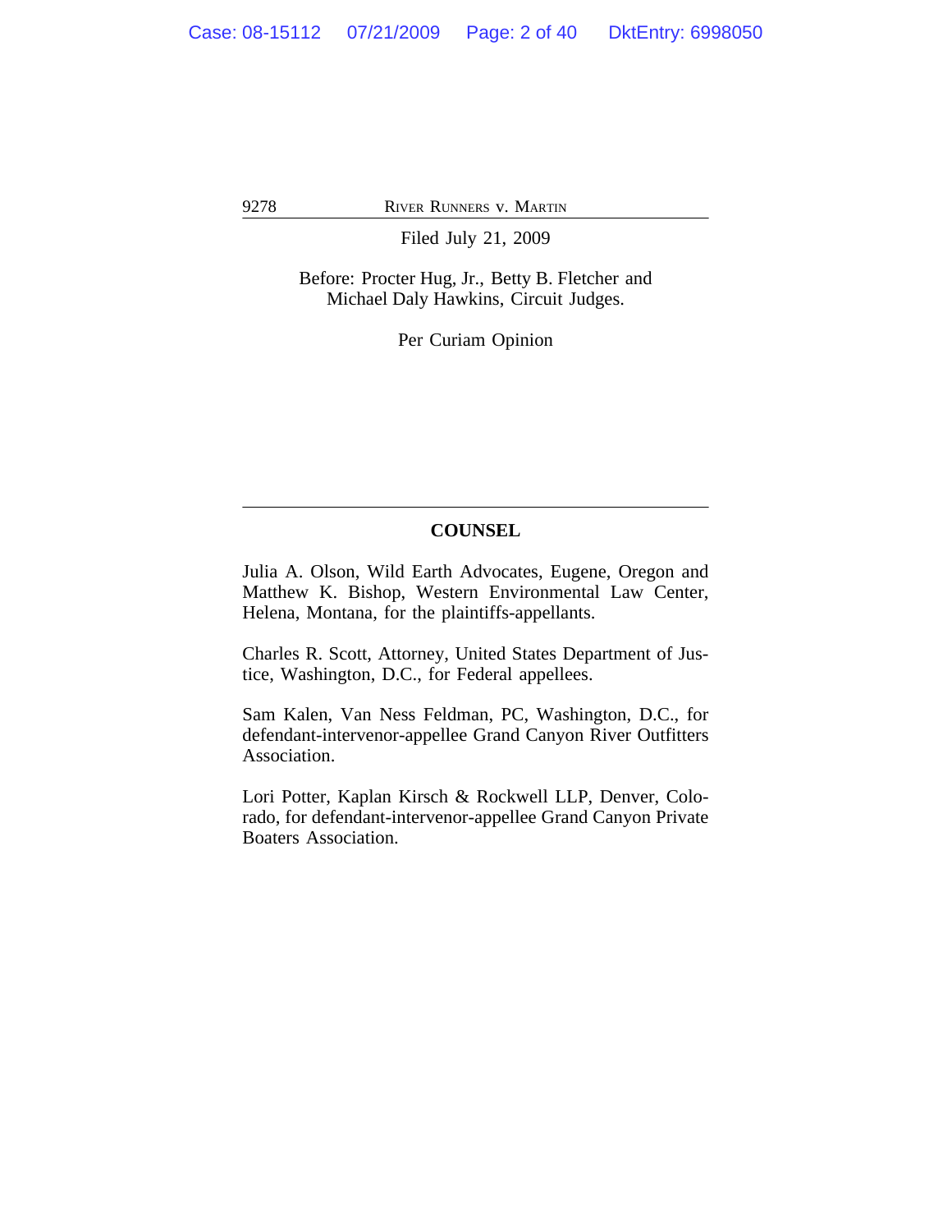Filed July 21, 2009

Before: Procter Hug, Jr., Betty B. Fletcher and Michael Daly Hawkins, Circuit Judges.

Per Curiam Opinion

---

## COUNSEL

Julia A. Olson, Wild Earth Advocates, Eugene, Oregon and Matthew K. Bishop, Western Environmental Law Center, Helena, Montana, for the plaintiffs-appellants.

Charles R. Scott, Attorney, United States Department of Justice, Washington, D.C., for Federal appellees.

Sam Kalen, Van Ness Feldman, PC, Washington, D.C., for defendant-intervenor-appellee Grand Canyon River Outfitters Association.

Lori Potter, Kaplan Kirsch & Rockwell LLP, Denver, Colorado, for defendant-intervenor-appellee Grand Canyon Private Boaters Association.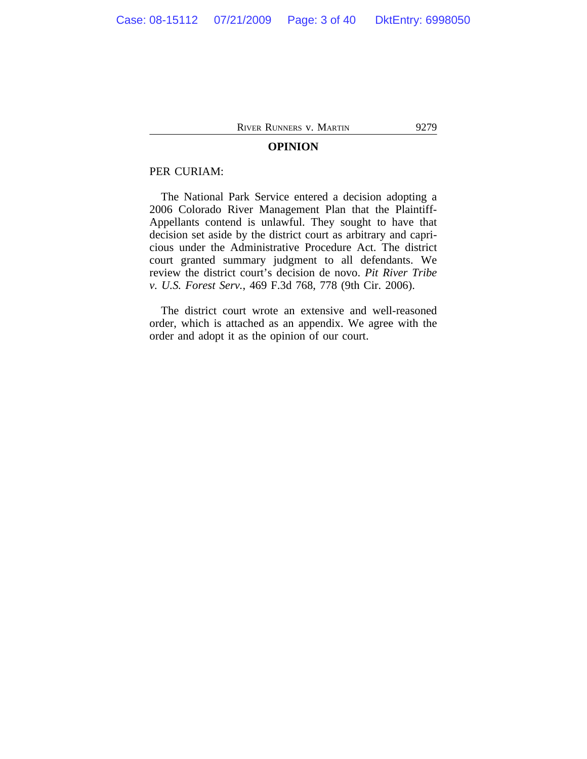## OPINION

PER CURIAM:

The National Park Service entered a decision adopting a 2006 Colorado River Management Plan that the Plaintiff-Appellants contend is unlawful. They sought to have that decision set aside by the district court as arbitrary and capricious under the Administrative Procedure Act. The district court granted summary judgment to all defendants. We review the district court's decision de novo. *Pit River Tribe v. U.S. Forest Serv.*, 469 F.3d 768, 778 (9th Cir. 2006).

The district court wrote an extensive and well-reasoned order, which is attached as an appendix. We agree with the order and adopt it as the opinion of our court.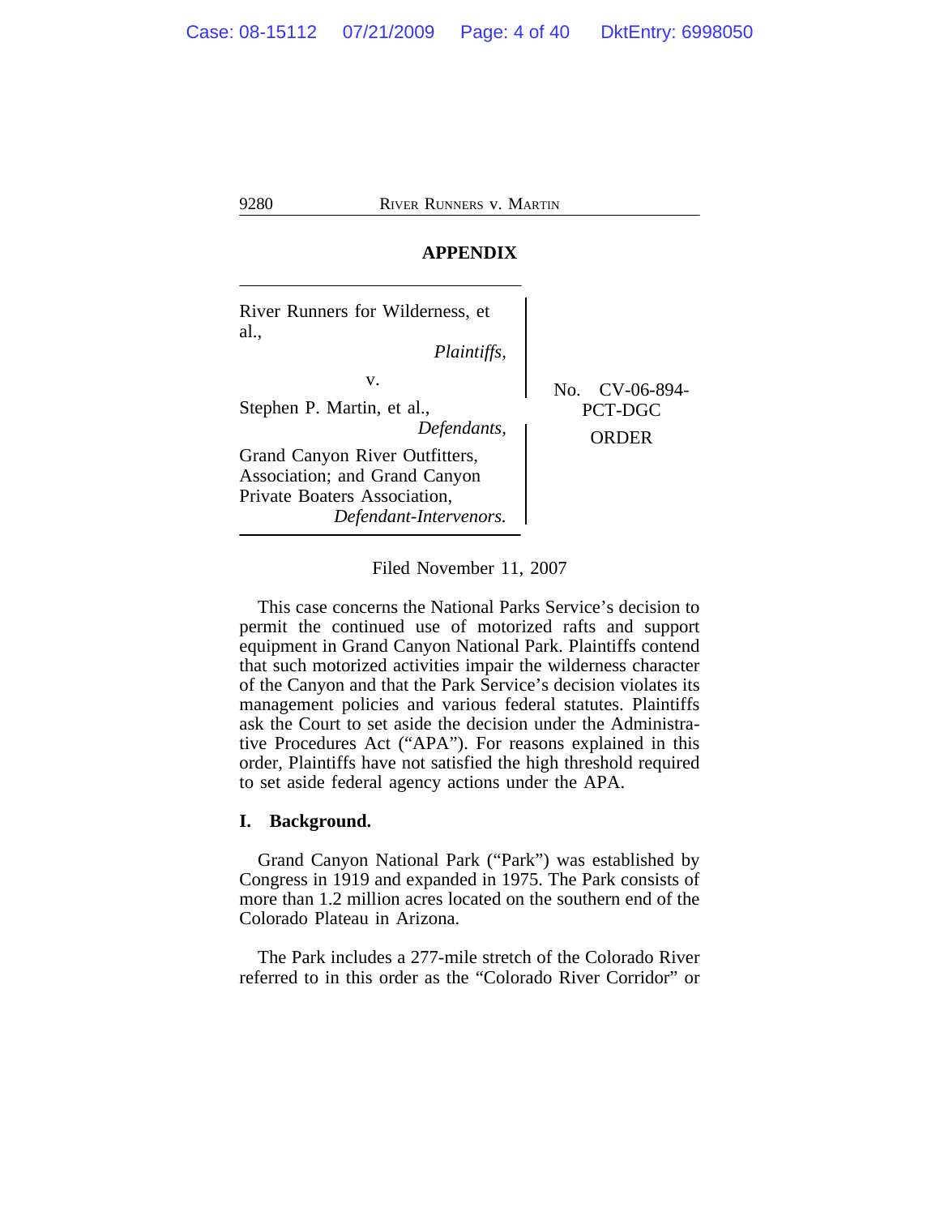## APPENDIX

River Runners for Wilderness, et al.,
*Plaintiffs,*

v.

Stephen P. Martin, et al.,
*Defendants,*

Grand Canyon River Outfitters, Association; and Grand Canyon Private Boaters Association,
*Defendant-Intervenors.*

No. CV-06-894-PCT-DGC

ORDER

Filed November 11, 2007

This case concerns the National Parks Service's decision to permit the continued use of motorized rafts and support equipment in Grand Canyon National Park. Plaintiffs contend that such motorized activities impair the wilderness character of the Canyon and that the Park Service's decision violates its management policies and various federal statutes. Plaintiffs ask the Court to set aside the decision under the Administrative Procedures Act ("APA"). For reasons explained in this order, Plaintiffs have not satisfied the high threshold required to set aside federal agency actions under the APA.

### I. Background.

Grand Canyon National Park ("Park") was established by Congress in 1919 and expanded in 1975. The Park consists of more than 1.2 million acres located on the southern end of the Colorado Plateau in Arizona.

The Park includes a 277-mile stretch of the Colorado River referred to in this order as the "Colorado River Corridor" or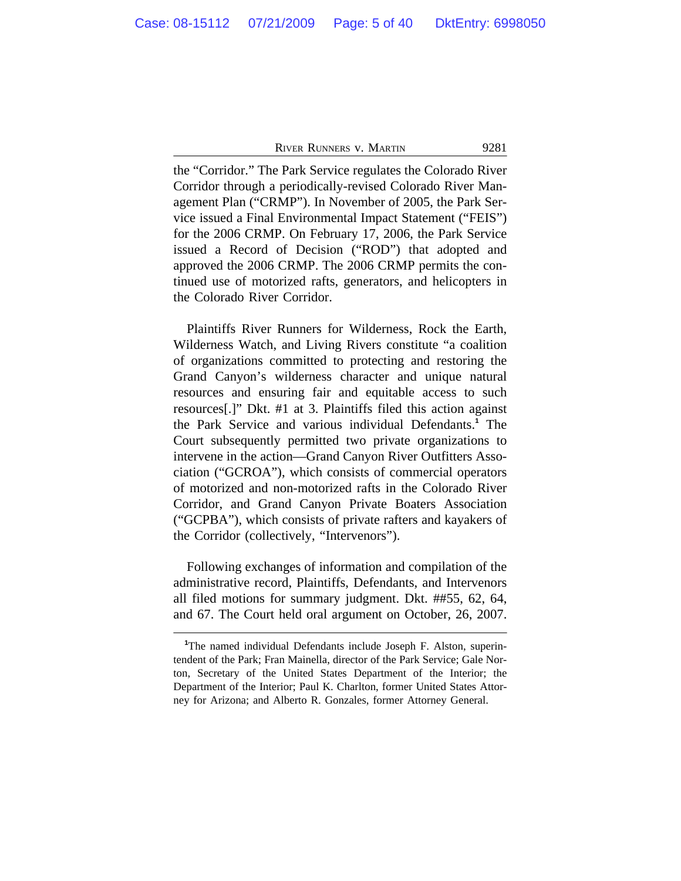the "Corridor." The Park Service regulates the Colorado River Corridor through a periodically-revised Colorado River Management Plan ("CRMP"). In November of 2005, the Park Service issued a Final Environmental Impact Statement ("FEIS") for the 2006 CRMP. On February 17, 2006, the Park Service issued a Record of Decision ("ROD") that adopted and approved the 2006 CRMP. The 2006 CRMP permits the continued use of motorized rafts, generators, and helicopters in the Colorado River Corridor.

Plaintiffs River Runners for Wilderness, Rock the Earth, Wilderness Watch, and Living Rivers constitute "a coalition of organizations committed to protecting and restoring the Grand Canyon's wilderness character and unique natural resources and ensuring fair and equitable access to such resources[.]" Dkt. #1 at 3. Plaintiffs filed this action against the Park Service and various individual Defendants.[1] The Court subsequently permitted two private organizations to intervene in the action—Grand Canyon River Outfitters Association ("GCROA"), which consists of commercial operators of motorized and non-motorized rafts in the Colorado River Corridor, and Grand Canyon Private Boaters Association ("GCPBA"), which consists of private rafters and kayakers of the Corridor (collectively, "Intervenors").

Following exchanges of information and compilation of the administrative record, Plaintiffs, Defendants, and Intervenors all filed motions for summary judgment. Dkt. ##55, 62, 64, and 67. The Court held oral argument on October, 26, 2007.

[1]The named individual Defendants include Joseph F. Alston, superintendent of the Park; Fran Mainella, director of the Park Service; Gale Norton, Secretary of the United States Department of the Interior; the Department of the Interior; Paul K. Charlton, former United States Attorney for Arizona; and Alberto R. Gonzales, former Attorney General.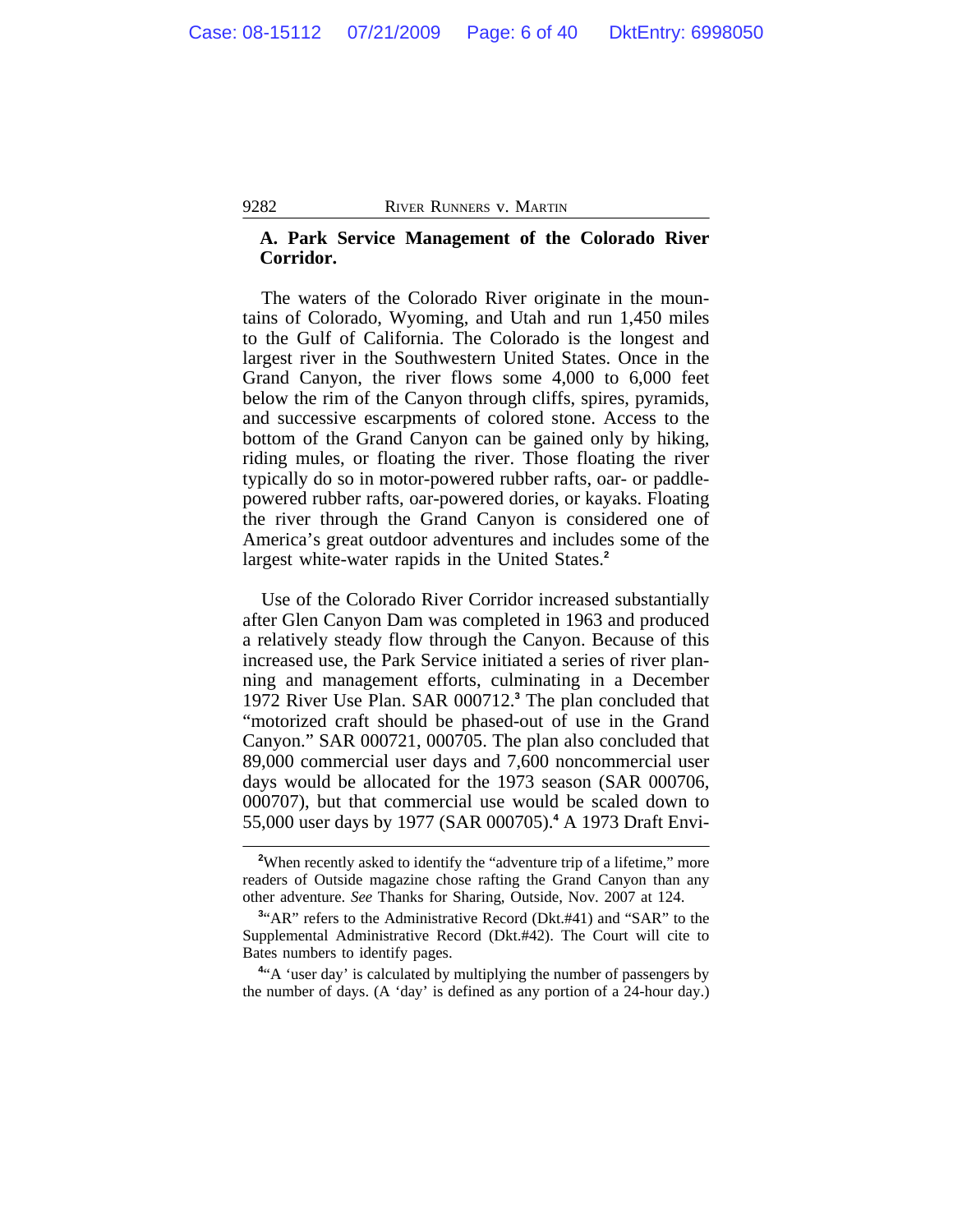### A. Park Service Management of the Colorado River Corridor.

The waters of the Colorado River originate in the mountains of Colorado, Wyoming, and Utah and run 1,450 miles to the Gulf of California. The Colorado is the longest and largest river in the Southwestern United States. Once in the Grand Canyon, the river flows some 4,000 to 6,000 feet below the rim of the Canyon through cliffs, spires, pyramids, and successive escarpments of colored stone. Access to the bottom of the Grand Canyon can be gained only by hiking, riding mules, or floating the river. Those floating the river typically do so in motor-powered rubber rafts, oar- or paddle-powered rubber rafts, oar-powered dories, or kayaks. Floating the river through the Grand Canyon is considered one of America's great outdoor adventures and includes some of the largest white-water rapids in the United States.[2]

Use of the Colorado River Corridor increased substantially after Glen Canyon Dam was completed in 1963 and produced a relatively steady flow through the Canyon. Because of this increased use, the Park Service initiated a series of river planning and management efforts, culminating in a December 1972 River Use Plan. SAR 000712.[3] The plan concluded that "motorized craft should be phased-out of use in the Grand Canyon." SAR 000721, 000705. The plan also concluded that 89,000 commercial user days and 7,600 noncommercial user days would be allocated for the 1973 season (SAR 000706, 000707), but that commercial use would be scaled down to 55,000 user days by 1977 (SAR 000705).[4] A 1973 Draft Envi-

[2] When recently asked to identify the "adventure trip of a lifetime," more readers of Outside magazine chose rafting the Grand Canyon than any other adventure. *See* Thanks for Sharing, Outside, Nov. 2007 at 124.

[3] "AR" refers to the Administrative Record (Dkt.#41) and "SAR" to the Supplemental Administrative Record (Dkt.#42). The Court will cite to Bates numbers to identify pages.

[4] "A 'user day' is calculated by multiplying the number of passengers by the number of days. (A 'day' is defined as any portion of a 24-hour day.)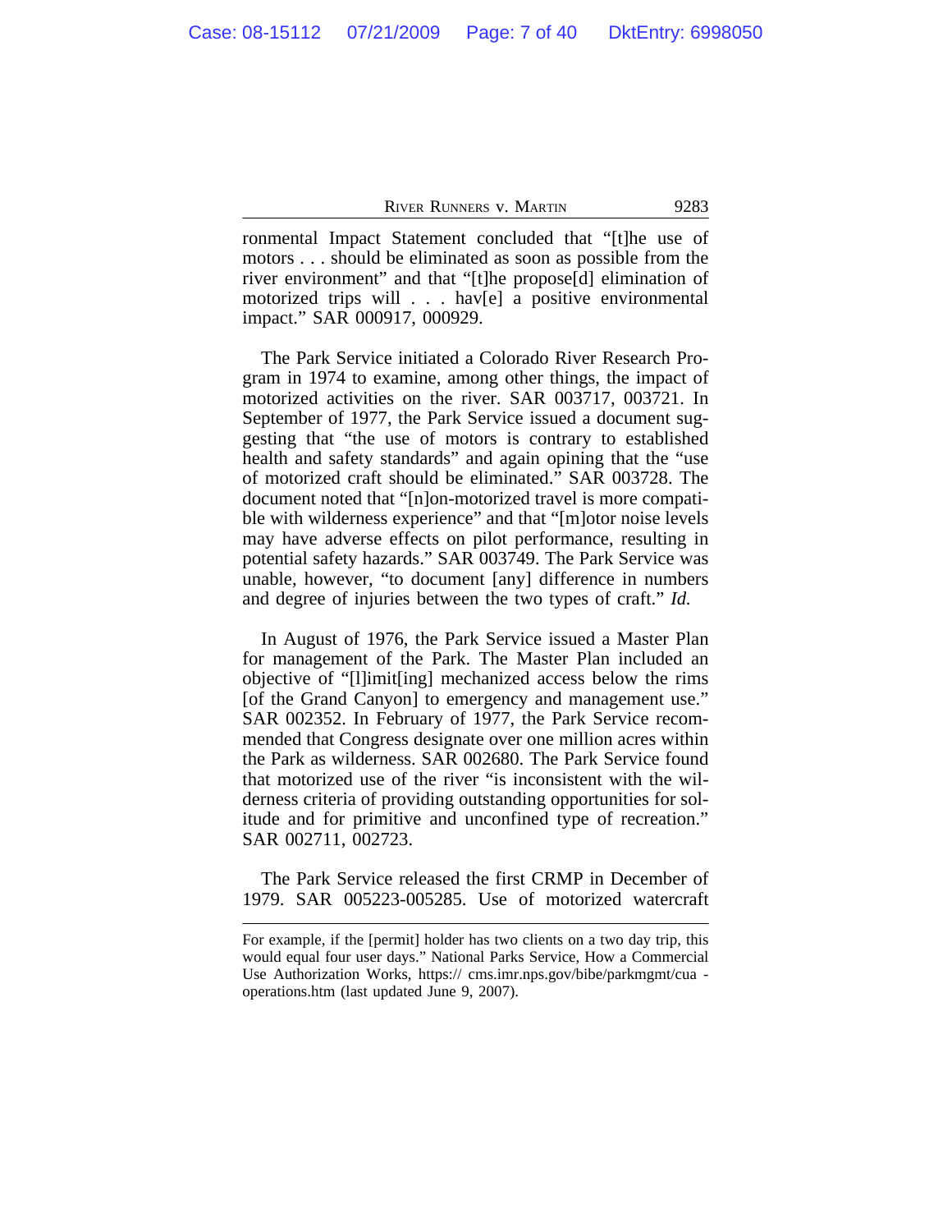ronmental Impact Statement concluded that "[t]he use of motors . . . should be eliminated as soon as possible from the river environment" and that "[t]he propose[d] elimination of motorized trips will . . . hav[e] a positive environmental impact." SAR 000917, 000929.

The Park Service initiated a Colorado River Research Program in 1974 to examine, among other things, the impact of motorized activities on the river. SAR 003717, 003721. In September of 1977, the Park Service issued a document suggesting that "the use of motors is contrary to established health and safety standards" and again opining that the "use of motorized craft should be eliminated." SAR 003728. The document noted that "[n]on-motorized travel is more compatible with wilderness experience" and that "[m]otor noise levels may have adverse effects on pilot performance, resulting in potential safety hazards." SAR 003749. The Park Service was unable, however, "to document [any] difference in numbers and degree of injuries between the two types of craft." *Id.*

In August of 1976, the Park Service issued a Master Plan for management of the Park. The Master Plan included an objective of "[l]imit[ing] mechanized access below the rims [of the Grand Canyon] to emergency and management use." SAR 002352. In February of 1977, the Park Service recommended that Congress designate over one million acres within the Park as wilderness. SAR 002680. The Park Service found that motorized use of the river "is inconsistent with the wilderness criteria of providing outstanding opportunities for solitude and for primitive and unconfined type of recreation." SAR 002711, 002723.

The Park Service released the first CRMP in December of 1979. SAR 005223-005285. Use of motorized watercraft

---

For example, if the [permit] holder has two clients on a two day trip, this would equal four user days." National Parks Service, How a Commercial Use Authorization Works, https:// cms.imr.nps.gov/bibe/parkmgmt/cua - operations.htm (last updated June 9, 2007).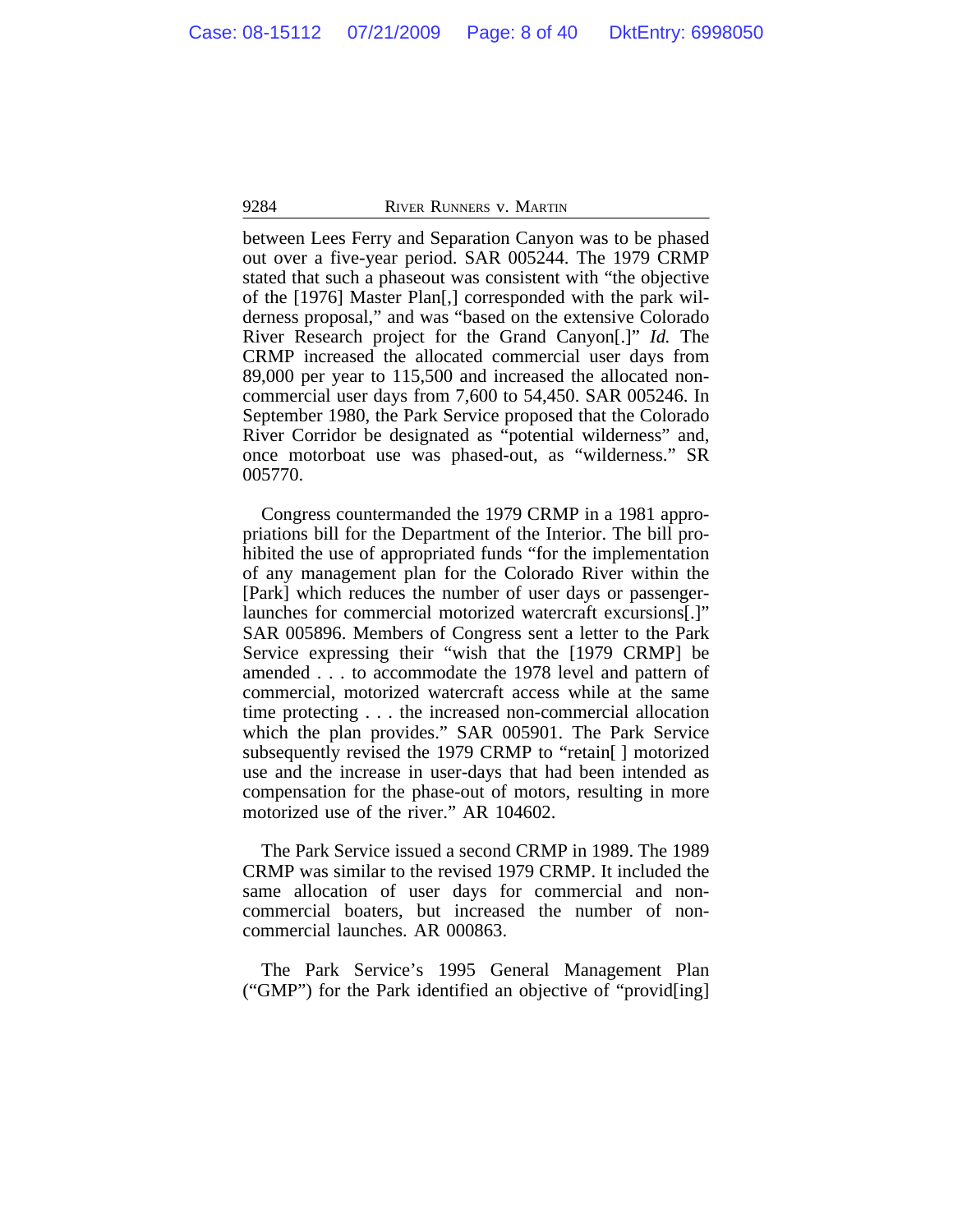between Lees Ferry and Separation Canyon was to be phased out over a five-year period. SAR 005244. The 1979 CRMP stated that such a phaseout was consistent with "the objective of the [1976] Master Plan[,] corresponded with the park wilderness proposal," and was "based on the extensive Colorado River Research project for the Grand Canyon[.]" *Id.* The CRMP increased the allocated commercial user days from 89,000 per year to 115,500 and increased the allocated noncommercial user days from 7,600 to 54,450. SAR 005246. In September 1980, the Park Service proposed that the Colorado River Corridor be designated as "potential wilderness" and, once motorboat use was phased-out, as "wilderness." SR 005770.

Congress countermanded the 1979 CRMP in a 1981 appropriations bill for the Department of the Interior. The bill prohibited the use of appropriated funds "for the implementation of any management plan for the Colorado River within the [Park] which reduces the number of user days or passenger-launches for commercial motorized watercraft excursions[.]" SAR 005896. Members of Congress sent a letter to the Park Service expressing their "wish that the [1979 CRMP] be amended . . . to accommodate the 1978 level and pattern of commercial, motorized watercraft access while at the same time protecting . . . the increased non-commercial allocation which the plan provides." SAR 005901. The Park Service subsequently revised the 1979 CRMP to "retain[ ] motorized use and the increase in user-days that had been intended as compensation for the phase-out of motors, resulting in more motorized use of the river." AR 104602.

The Park Service issued a second CRMP in 1989. The 1989 CRMP was similar to the revised 1979 CRMP. It included the same allocation of user days for commercial and noncommercial boaters, but increased the number of noncommercial launches. AR 000863.

The Park Service's 1995 General Management Plan ("GMP") for the Park identified an objective of "provid[ing]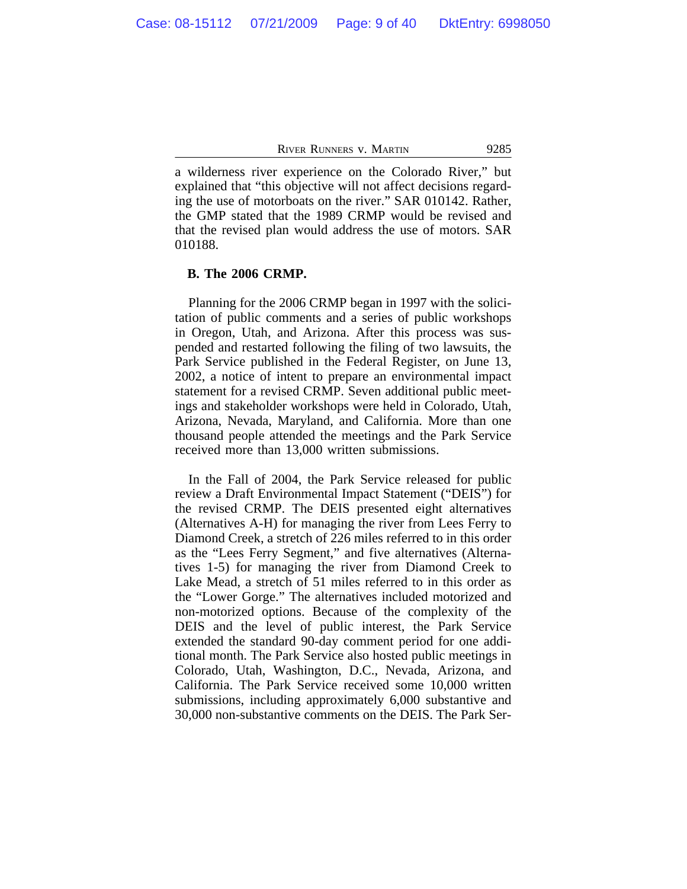a wilderness river experience on the Colorado River," but explained that "this objective will not affect decisions regarding the use of motorboats on the river." SAR 010142. Rather, the GMP stated that the 1989 CRMP would be revised and that the revised plan would address the use of motors. SAR 010188.

**B. The 2006 CRMP.**

Planning for the 2006 CRMP began in 1997 with the solicitation of public comments and a series of public workshops in Oregon, Utah, and Arizona. After this process was suspended and restarted following the filing of two lawsuits, the Park Service published in the Federal Register, on June 13, 2002, a notice of intent to prepare an environmental impact statement for a revised CRMP. Seven additional public meetings and stakeholder workshops were held in Colorado, Utah, Arizona, Nevada, Maryland, and California. More than one thousand people attended the meetings and the Park Service received more than 13,000 written submissions.

In the Fall of 2004, the Park Service released for public review a Draft Environmental Impact Statement ("DEIS") for the revised CRMP. The DEIS presented eight alternatives (Alternatives A-H) for managing the river from Lees Ferry to Diamond Creek, a stretch of 226 miles referred to in this order as the "Lees Ferry Segment," and five alternatives (Alternatives 1-5) for managing the river from Diamond Creek to Lake Mead, a stretch of 51 miles referred to in this order as the "Lower Gorge." The alternatives included motorized and non-motorized options. Because of the complexity of the DEIS and the level of public interest, the Park Service extended the standard 90-day comment period for one additional month. The Park Service also hosted public meetings in Colorado, Utah, Washington, D.C., Nevada, Arizona, and California. The Park Service received some 10,000 written submissions, including approximately 6,000 substantive and 30,000 non-substantive comments on the DEIS. The Park Ser-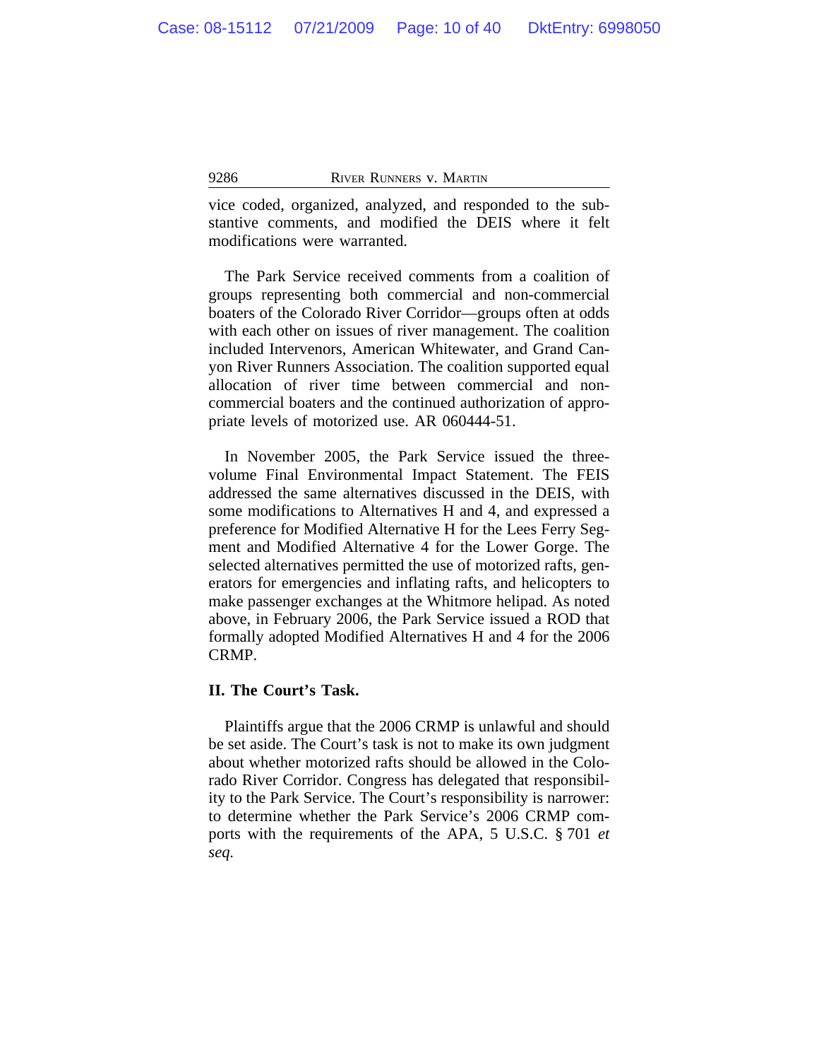vice coded, organized, analyzed, and responded to the substantive comments, and modified the DEIS where it felt modifications were warranted.

The Park Service received comments from a coalition of groups representing both commercial and non-commercial boaters of the Colorado River Corridor—groups often at odds with each other on issues of river management. The coalition included Intervenors, American Whitewater, and Grand Canyon River Runners Association. The coalition supported equal allocation of river time between commercial and non-commercial boaters and the continued authorization of appropriate levels of motorized use. AR 060444-51.

In November 2005, the Park Service issued the three-volume Final Environmental Impact Statement. The FEIS addressed the same alternatives discussed in the DEIS, with some modifications to Alternatives H and 4, and expressed a preference for Modified Alternative H for the Lees Ferry Segment and Modified Alternative 4 for the Lower Gorge. The selected alternatives permitted the use of motorized rafts, generators for emergencies and inflating rafts, and helicopters to make passenger exchanges at the Whitmore helipad. As noted above, in February 2006, the Park Service issued a ROD that formally adopted Modified Alternatives H and 4 for the 2006 CRMP.

## II. The Court's Task.

Plaintiffs argue that the 2006 CRMP is unlawful and should be set aside. The Court's task is not to make its own judgment about whether motorized rafts should be allowed in the Colorado River Corridor. Congress has delegated that responsibility to the Park Service. The Court's responsibility is narrower: to determine whether the Park Service's 2006 CRMP comports with the requirements of the APA, 5 U.S.C. § 701 *et seq.*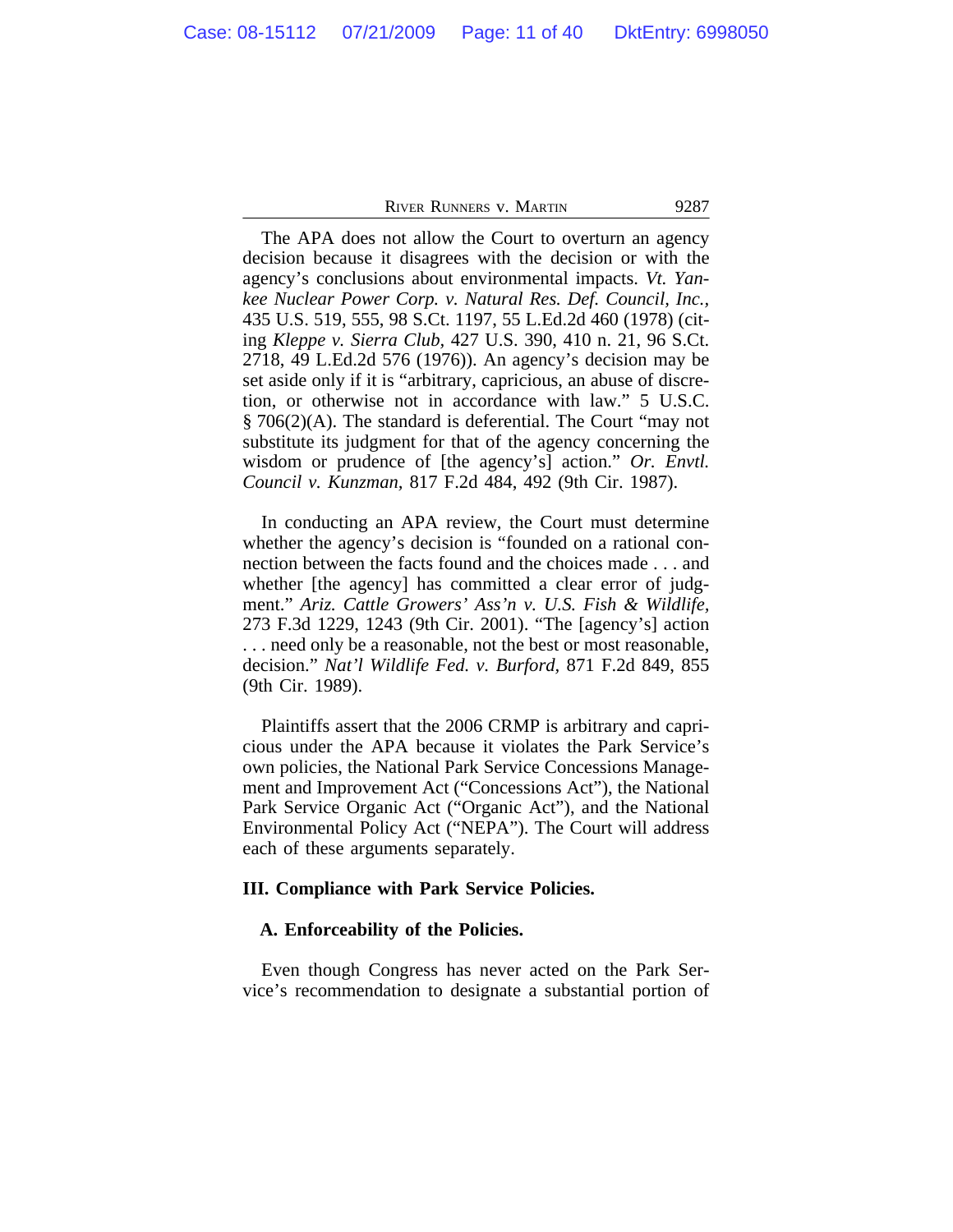The APA does not allow the Court to overturn an agency decision because it disagrees with the decision or with the agency's conclusions about environmental impacts. *Vt. Yankee Nuclear Power Corp. v. Natural Res. Def. Council, Inc.*, 435 U.S. 519, 555, 98 S.Ct. 1197, 55 L.Ed.2d 460 (1978) (citing *Kleppe v. Sierra Club*, 427 U.S. 390, 410 n. 21, 96 S.Ct. 2718, 49 L.Ed.2d 576 (1976)). An agency's decision may be set aside only if it is "arbitrary, capricious, an abuse of discretion, or otherwise not in accordance with law." 5 U.S.C. § 706(2)(A). The standard is deferential. The Court "may not substitute its judgment for that of the agency concerning the wisdom or prudence of [the agency's] action." *Or. Envtl. Council v. Kunzman*, 817 F.2d 484, 492 (9th Cir. 1987).

In conducting an APA review, the Court must determine whether the agency's decision is "founded on a rational connection between the facts found and the choices made . . . and whether [the agency] has committed a clear error of judgment." *Ariz. Cattle Growers' Ass'n v. U.S. Fish & Wildlife*, 273 F.3d 1229, 1243 (9th Cir. 2001). "The [agency's] action . . . need only be a reasonable, not the best or most reasonable, decision." *Nat'l Wildlife Fed. v. Burford*, 871 F.2d 849, 855 (9th Cir. 1989).

Plaintiffs assert that the 2006 CRMP is arbitrary and capricious under the APA because it violates the Park Service's own policies, the National Park Service Concessions Management and Improvement Act ("Concessions Act"), the National Park Service Organic Act ("Organic Act"), and the National Environmental Policy Act ("NEPA"). The Court will address each of these arguments separately.

### III. Compliance with Park Service Policies.

#### A. Enforceability of the Policies.

Even though Congress has never acted on the Park Service's recommendation to designate a substantial portion of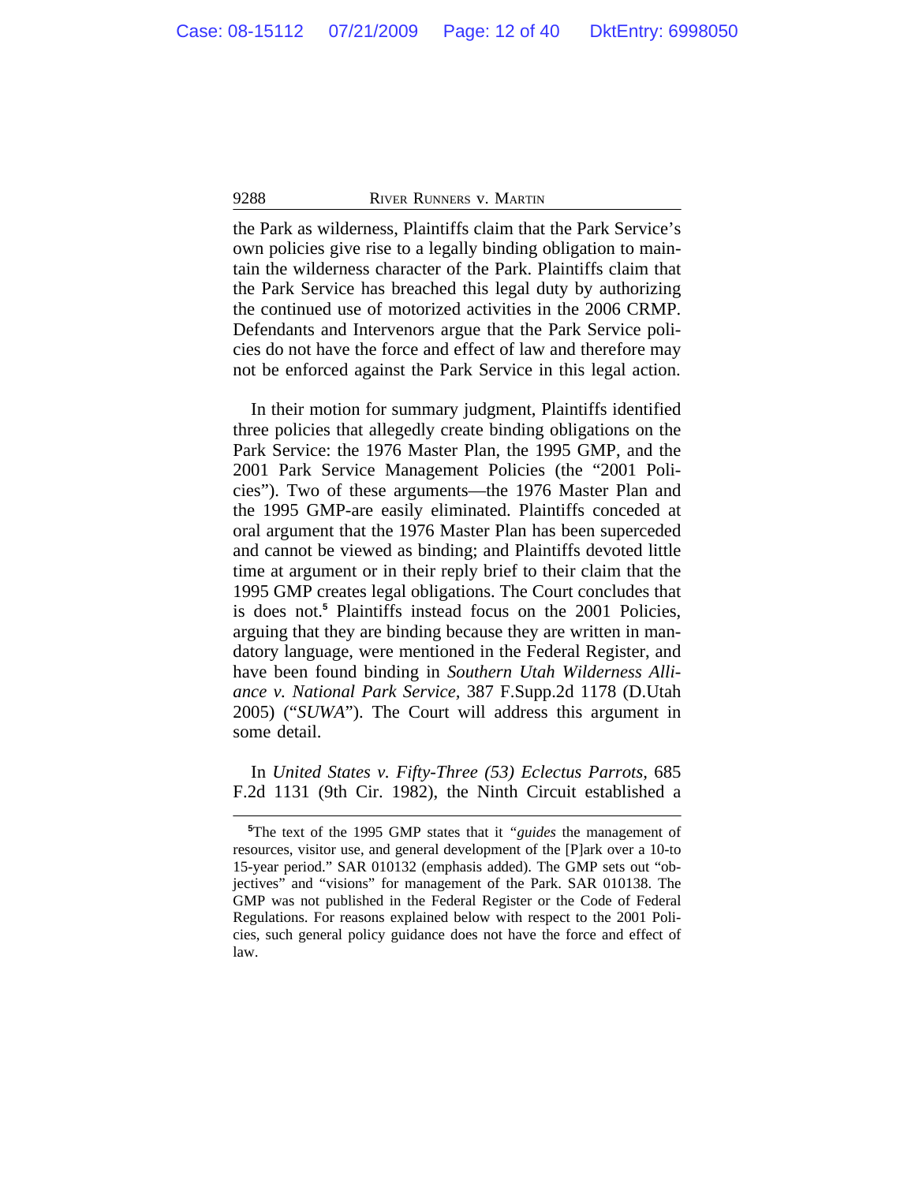the Park as wilderness, Plaintiffs claim that the Park Service's own policies give rise to a legally binding obligation to maintain the wilderness character of the Park. Plaintiffs claim that the Park Service has breached this legal duty by authorizing the continued use of motorized activities in the 2006 CRMP. Defendants and Intervenors argue that the Park Service policies do not have the force and effect of law and therefore may not be enforced against the Park Service in this legal action.

In their motion for summary judgment, Plaintiffs identified three policies that allegedly create binding obligations on the Park Service: the 1976 Master Plan, the 1995 GMP, and the 2001 Park Service Management Policies (the "2001 Policies"). Two of these arguments—the 1976 Master Plan and the 1995 GMP-are easily eliminated. Plaintiffs conceded at oral argument that the 1976 Master Plan has been superceded and cannot be viewed as binding; and Plaintiffs devoted little time at argument or in their reply brief to their claim that the 1995 GMP creates legal obligations. The Court concludes that is does not.[5] Plaintiffs instead focus on the 2001 Policies, arguing that they are binding because they are written in mandatory language, were mentioned in the Federal Register, and have been found binding in *Southern Utah Wilderness Alliance v. National Park Service,* 387 F.Supp.2d 1178 (D.Utah 2005) ("*SUWA*"). The Court will address this argument in some detail.

In *United States v. Fifty-Three (53) Eclectus Parrots,* 685 F.2d 1131 (9th Cir. 1982), the Ninth Circuit established a

---

[5]The text of the 1995 GMP states that it "*guides* the management of resources, visitor use, and general development of the [P]ark over a 10-to 15-year period." SAR 010132 (emphasis added). The GMP sets out "objectives" and "visions" for management of the Park. SAR 010138. The GMP was not published in the Federal Register or the Code of Federal Regulations. For reasons explained below with respect to the 2001 Policies, such general policy guidance does not have the force and effect of law.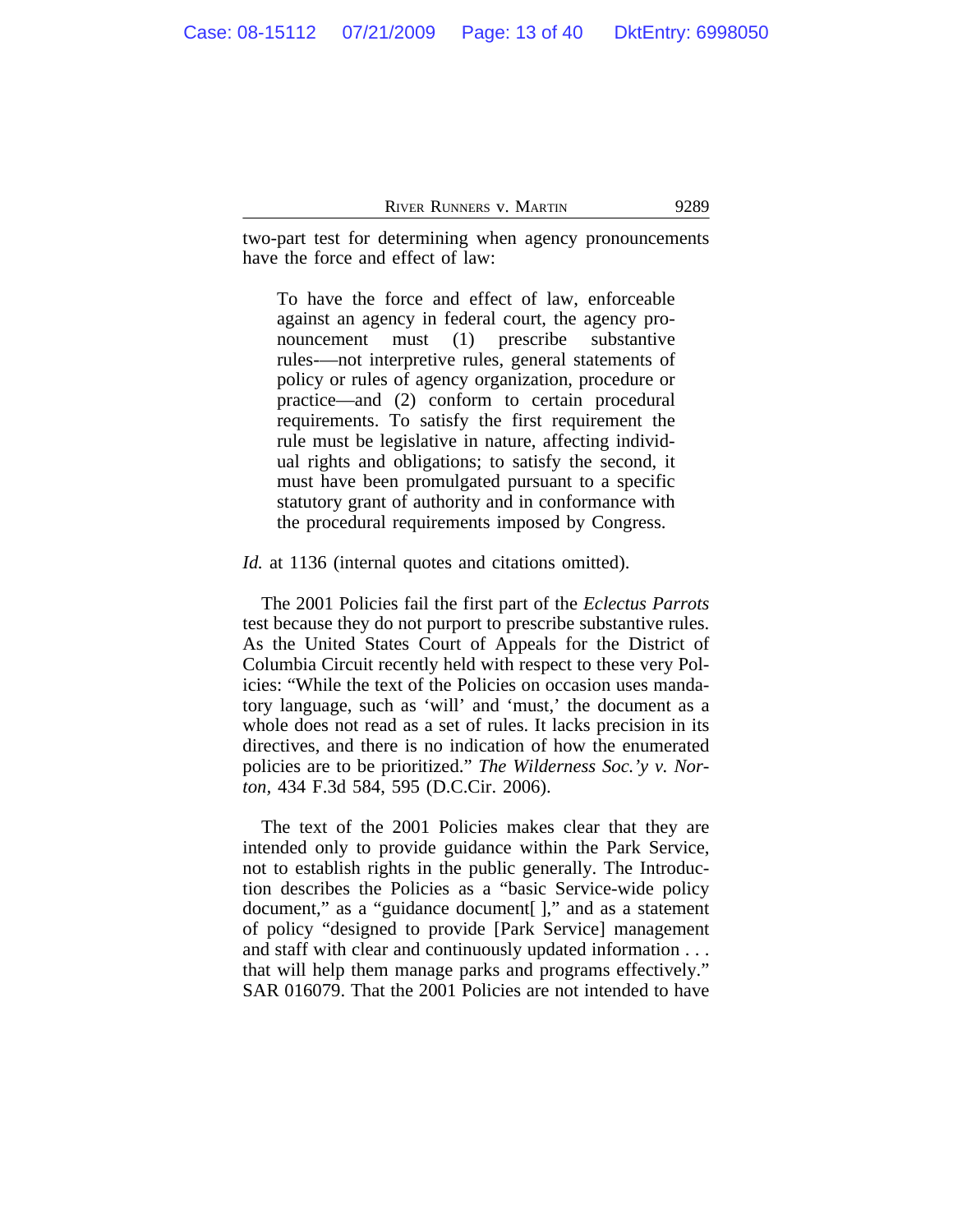two-part test for determining when agency pronouncements have the force and effect of law:

> To have the force and effect of law, enforceable against an agency in federal court, the agency pronouncement must (1) prescribe substantive rules-—not interpretive rules, general statements of policy or rules of agency organization, procedure or practice—and (2) conform to certain procedural requirements. To satisfy the first requirement the rule must be legislative in nature, affecting individual rights and obligations; to satisfy the second, it must have been promulgated pursuant to a specific statutory grant of authority and in conformance with the procedural requirements imposed by Congress.

*Id.* at 1136 (internal quotes and citations omitted).

The 2001 Policies fail the first part of the *Eclectus Parrots* test because they do not purport to prescribe substantive rules. As the United States Court of Appeals for the District of Columbia Circuit recently held with respect to these very Policies: "While the text of the Policies on occasion uses mandatory language, such as 'will' and 'must,' the document as a whole does not read as a set of rules. It lacks precision in its directives, and there is no indication of how the enumerated policies are to be prioritized." *The Wilderness Soc.'y v. Norton*, 434 F.3d 584, 595 (D.C.Cir. 2006).

The text of the 2001 Policies makes clear that they are intended only to provide guidance within the Park Service, not to establish rights in the public generally. The Introduction describes the Policies as a "basic Service-wide policy document," as a "guidance document[ ]," and as a statement of policy "designed to provide [Park Service] management and staff with clear and continuously updated information . . . that will help them manage parks and programs effectively." SAR 016079. That the 2001 Policies are not intended to have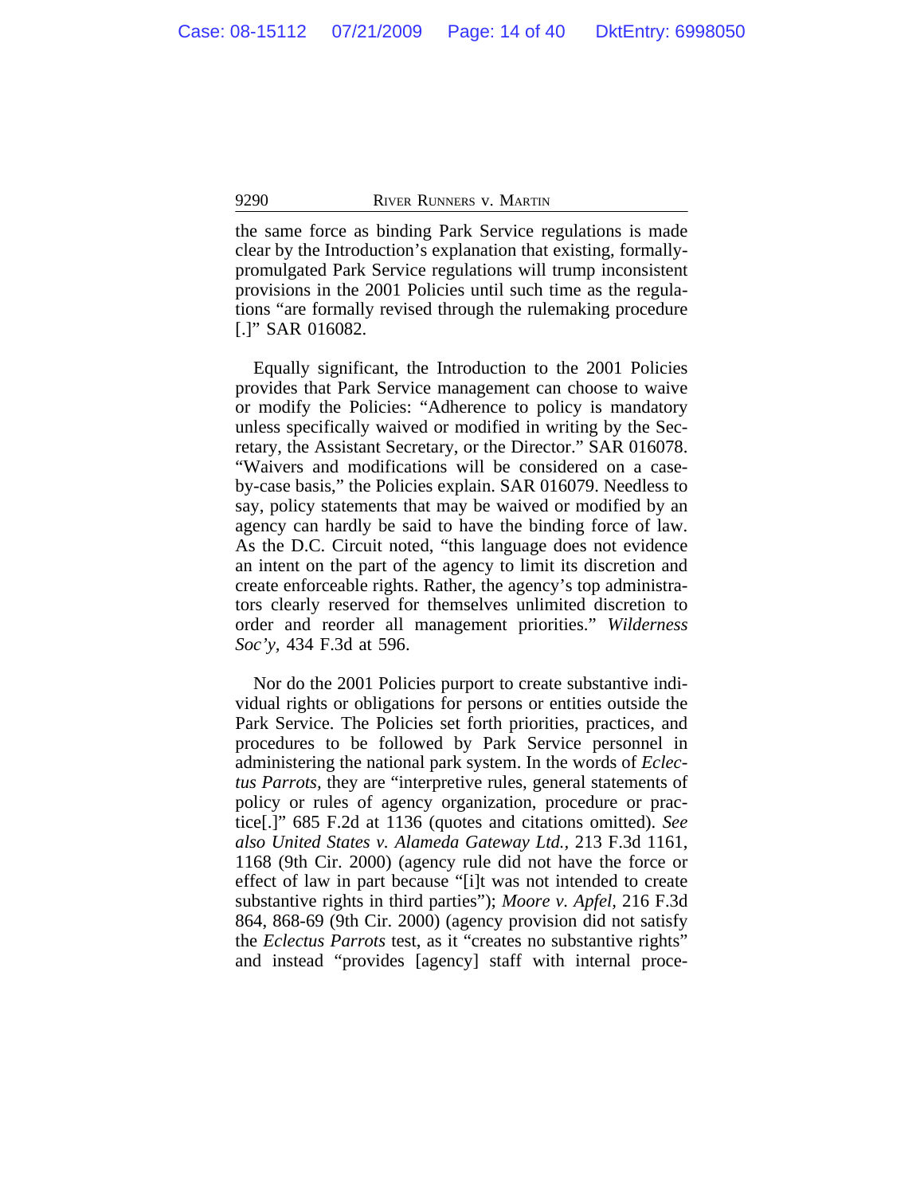the same force as binding Park Service regulations is made clear by the Introduction's explanation that existing, formally-promulgated Park Service regulations will trump inconsistent provisions in the 2001 Policies until such time as the regulations "are formally revised through the rulemaking procedure [.]" SAR 016082.

Equally significant, the Introduction to the 2001 Policies provides that Park Service management can choose to waive or modify the Policies: "Adherence to policy is mandatory unless specifically waived or modified in writing by the Secretary, the Assistant Secretary, or the Director." SAR 016078. "Waivers and modifications will be considered on a case-by-case basis," the Policies explain. SAR 016079. Needless to say, policy statements that may be waived or modified by an agency can hardly be said to have the binding force of law. As the D.C. Circuit noted, "this language does not evidence an intent on the part of the agency to limit its discretion and create enforceable rights. Rather, the agency's top administrators clearly reserved for themselves unlimited discretion to order and reorder all management priorities." *Wilderness Soc'y*, 434 F.3d at 596.

Nor do the 2001 Policies purport to create substantive individual rights or obligations for persons or entities outside the Park Service. The Policies set forth priorities, practices, and procedures to be followed by Park Service personnel in administering the national park system. In the words of *Eclectus Parrots*, they are "interpretive rules, general statements of policy or rules of agency organization, procedure or practice[.]" 685 F.2d at 1136 (quotes and citations omitted). *See also United States v. Alameda Gateway Ltd.*, 213 F.3d 1161, 1168 (9th Cir. 2000) (agency rule did not have the force or effect of law in part because "[i]t was not intended to create substantive rights in third parties"); *Moore v. Apfel*, 216 F.3d 864, 868-69 (9th Cir. 2000) (agency provision did not satisfy the *Eclectus Parrots* test, as it "creates no substantive rights" and instead "provides [agency] staff with internal proce-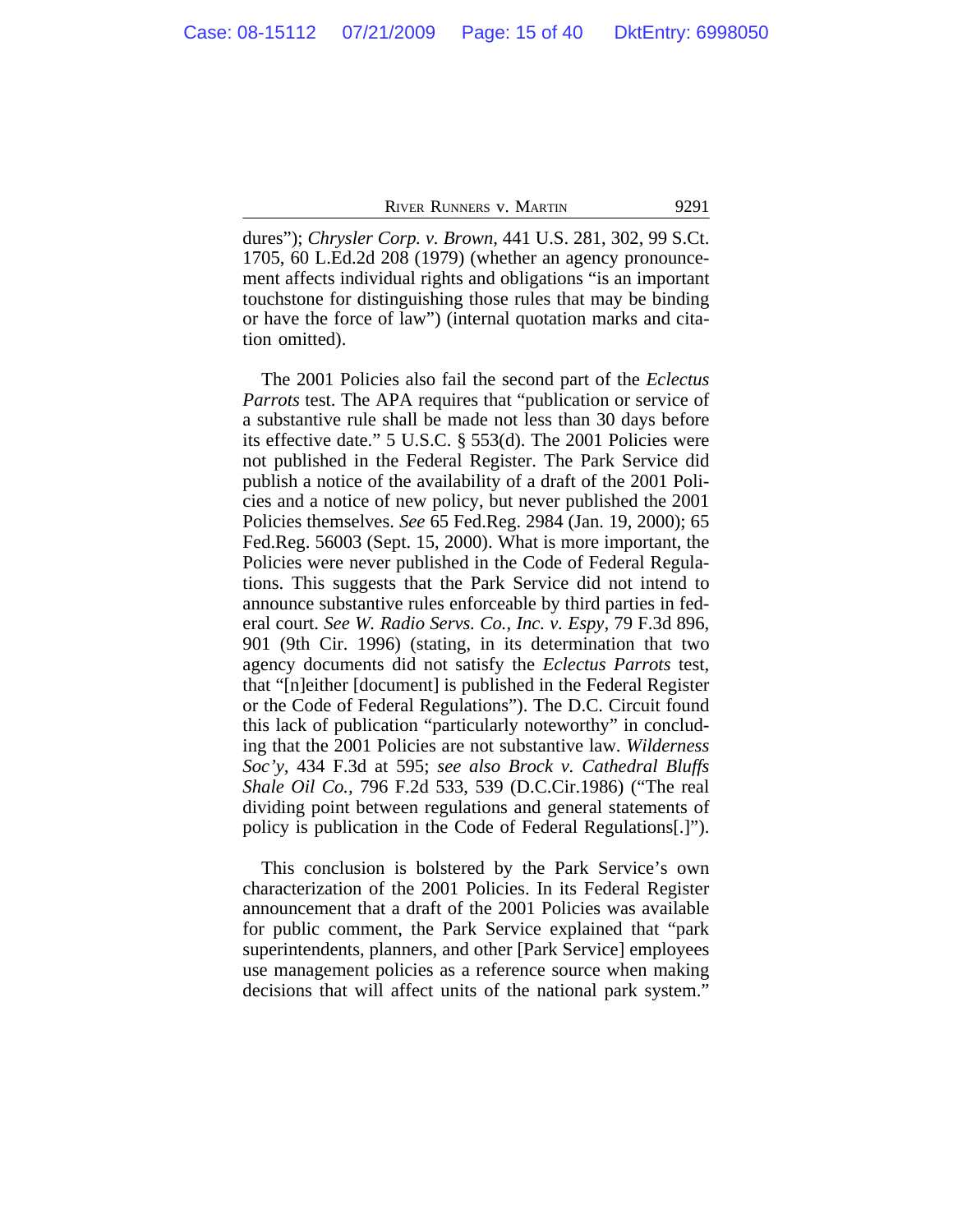dures"); *Chrysler Corp. v. Brown*, 441 U.S. 281, 302, 99 S.Ct. 1705, 60 L.Ed.2d 208 (1979) (whether an agency pronouncement affects individual rights and obligations "is an important touchstone for distinguishing those rules that may be binding or have the force of law") (internal quotation marks and citation omitted).

The 2001 Policies also fail the second part of the *Eclectus Parrots* test. The APA requires that "publication or service of a substantive rule shall be made not less than 30 days before its effective date." 5 U.S.C. § 553(d). The 2001 Policies were not published in the Federal Register. The Park Service did publish a notice of the availability of a draft of the 2001 Policies and a notice of new policy, but never published the 2001 Policies themselves. *See* 65 Fed.Reg. 2984 (Jan. 19, 2000); 65 Fed.Reg. 56003 (Sept. 15, 2000). What is more important, the Policies were never published in the Code of Federal Regulations. This suggests that the Park Service did not intend to announce substantive rules enforceable by third parties in federal court. *See W. Radio Servs. Co., Inc. v. Espy*, 79 F.3d 896, 901 (9th Cir. 1996) (stating, in its determination that two agency documents did not satisfy the *Eclectus Parrots* test, that "[n]either [document] is published in the Federal Register or the Code of Federal Regulations"). The D.C. Circuit found this lack of publication "particularly noteworthy" in concluding that the 2001 Policies are not substantive law. *Wilderness Soc'y*, 434 F.3d at 595; *see also Brock v. Cathedral Bluffs Shale Oil Co.*, 796 F.2d 533, 539 (D.C.Cir.1986) ("The real dividing point between regulations and general statements of policy is publication in the Code of Federal Regulations[.]").

This conclusion is bolstered by the Park Service's own characterization of the 2001 Policies. In its Federal Register announcement that a draft of the 2001 Policies was available for public comment, the Park Service explained that "park superintendents, planners, and other [Park Service] employees use management policies as a reference source when making decisions that will affect units of the national park system."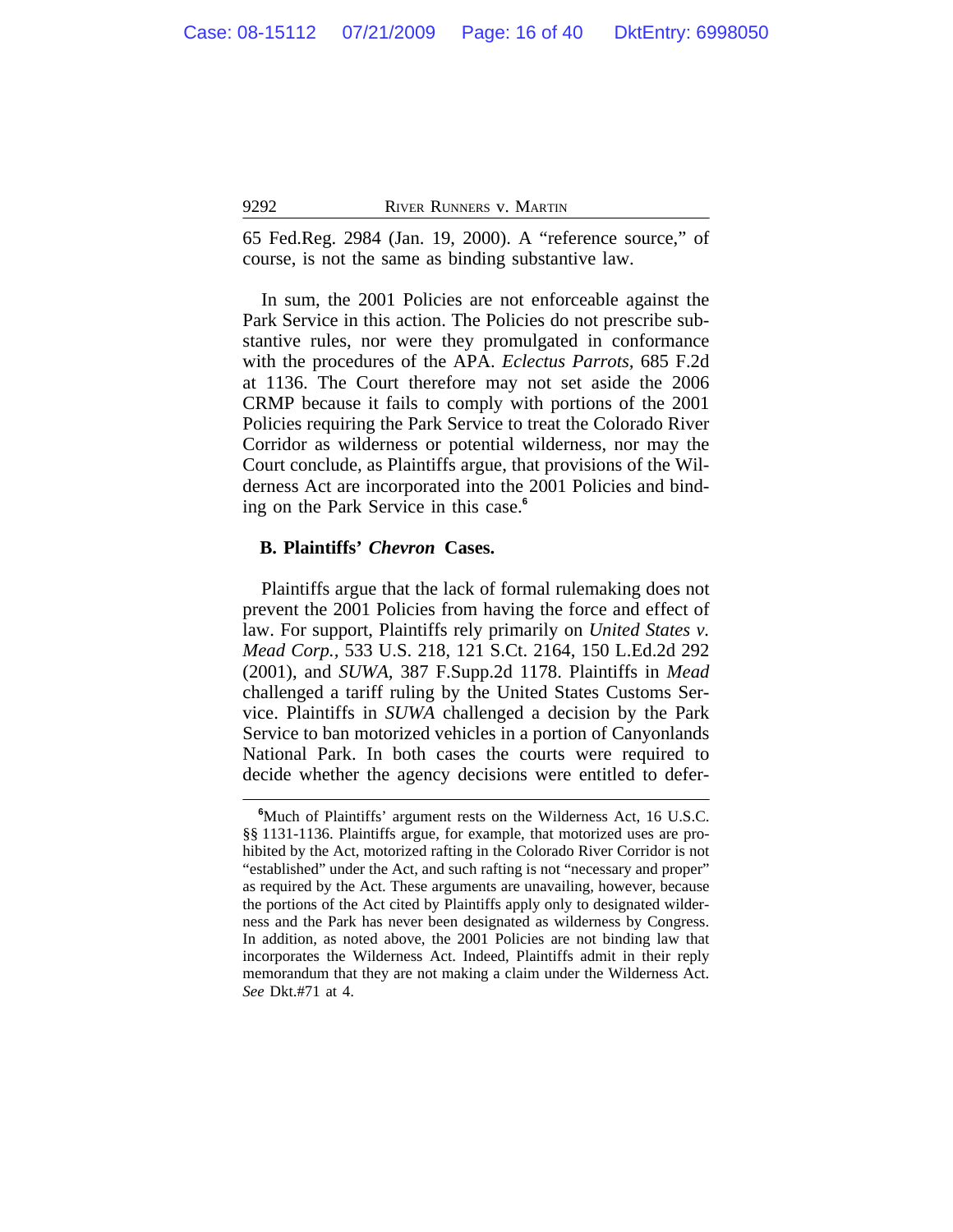65 Fed.Reg. 2984 (Jan. 19, 2000). A "reference source," of course, is not the same as binding substantive law.

In sum, the 2001 Policies are not enforceable against the Park Service in this action. The Policies do not prescribe substantive rules, nor were they promulgated in conformance with the procedures of the APA. *Eclectus Parrots*, 685 F.2d at 1136. The Court therefore may not set aside the 2006 CRMP because it fails to comply with portions of the 2001 Policies requiring the Park Service to treat the Colorado River Corridor as wilderness or potential wilderness, nor may the Court conclude, as Plaintiffs argue, that provisions of the Wilderness Act are incorporated into the 2001 Policies and binding on the Park Service in this case.[6]

**B. Plaintiffs' *Chevron* Cases.**

Plaintiffs argue that the lack of formal rulemaking does not prevent the 2001 Policies from having the force and effect of law. For support, Plaintiffs rely primarily on *United States v. Mead Corp.*, 533 U.S. 218, 121 S.Ct. 2164, 150 L.Ed.2d 292 (2001), and *SUWA*, 387 F.Supp.2d 1178. Plaintiffs in *Mead* challenged a tariff ruling by the United States Customs Service. Plaintiffs in *SUWA* challenged a decision by the Park Service to ban motorized vehicles in a portion of Canyonlands National Park. In both cases the courts were required to decide whether the agency decisions were entitled to defer-

[6]Much of Plaintiffs' argument rests on the Wilderness Act, 16 U.S.C. §§ 1131-1136. Plaintiffs argue, for example, that motorized uses are prohibited by the Act, motorized rafting in the Colorado River Corridor is not "established" under the Act, and such rafting is not "necessary and proper" as required by the Act. These arguments are unavailing, however, because the portions of the Act cited by Plaintiffs apply only to designated wilderness and the Park has never been designated as wilderness by Congress. In addition, as noted above, the 2001 Policies are not binding law that incorporates the Wilderness Act. Indeed, Plaintiffs admit in their reply memorandum that they are not making a claim under the Wilderness Act. *See* Dkt.#71 at 4.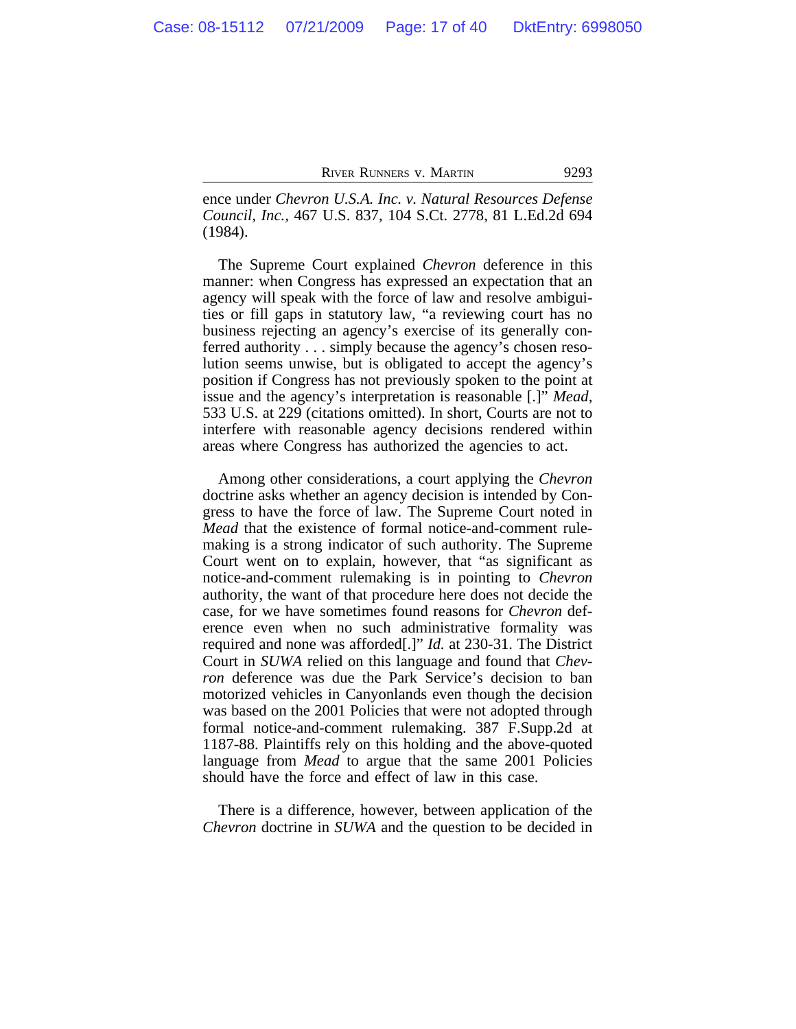ence under *Chevron U.S.A. Inc. v. Natural Resources Defense Council, Inc.*, 467 U.S. 837, 104 S.Ct. 2778, 81 L.Ed.2d 694 (1984).

The Supreme Court explained *Chevron* deference in this manner: when Congress has expressed an expectation that an agency will speak with the force of law and resolve ambiguities or fill gaps in statutory law, "a reviewing court has no business rejecting an agency's exercise of its generally conferred authority . . . simply because the agency's chosen resolution seems unwise, but is obligated to accept the agency's position if Congress has not previously spoken to the point at issue and the agency's interpretation is reasonable [.]" *Mead*, 533 U.S. at 229 (citations omitted). In short, Courts are not to interfere with reasonable agency decisions rendered within areas where Congress has authorized the agencies to act.

Among other considerations, a court applying the *Chevron* doctrine asks whether an agency decision is intended by Congress to have the force of law. The Supreme Court noted in *Mead* that the existence of formal notice-and-comment rulemaking is a strong indicator of such authority. The Supreme Court went on to explain, however, that "as significant as notice-and-comment rulemaking is in pointing to *Chevron* authority, the want of that procedure here does not decide the case, for we have sometimes found reasons for *Chevron* deference even when no such administrative formality was required and none was afforded[.]" *Id.* at 230-31. The District Court in *SUWA* relied on this language and found that *Chevron* deference was due the Park Service's decision to ban motorized vehicles in Canyonlands even though the decision was based on the 2001 Policies that were not adopted through formal notice-and-comment rulemaking. 387 F.Supp.2d at 1187-88. Plaintiffs rely on this holding and the above-quoted language from *Mead* to argue that the same 2001 Policies should have the force and effect of law in this case.

There is a difference, however, between application of the *Chevron* doctrine in *SUWA* and the question to be decided in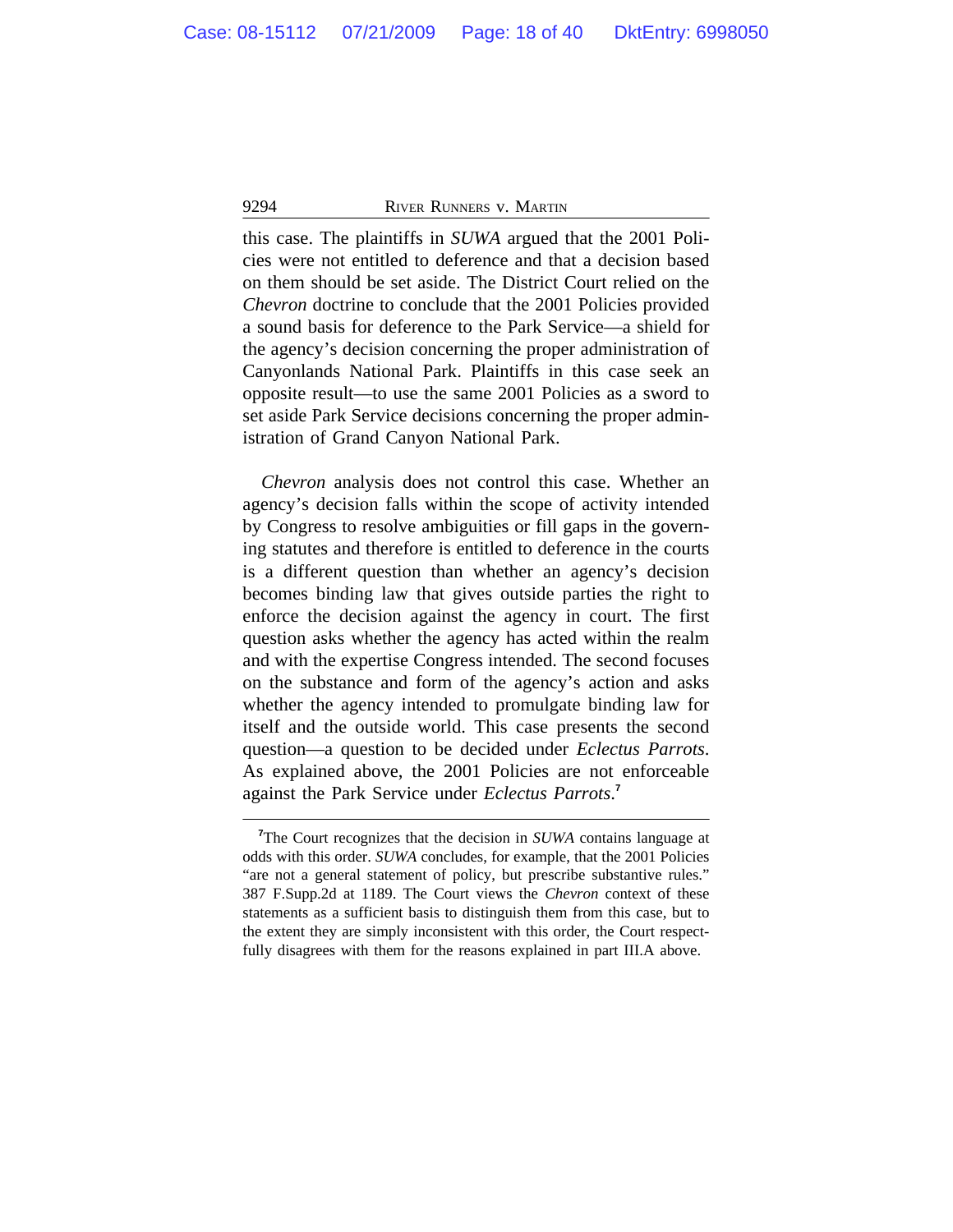this case. The plaintiffs in *SUWA* argued that the 2001 Policies were not entitled to deference and that a decision based on them should be set aside. The District Court relied on the *Chevron* doctrine to conclude that the 2001 Policies provided a sound basis for deference to the Park Service—a shield for the agency's decision concerning the proper administration of Canyonlands National Park. Plaintiffs in this case seek an opposite result—to use the same 2001 Policies as a sword to set aside Park Service decisions concerning the proper administration of Grand Canyon National Park.

*Chevron* analysis does not control this case. Whether an agency's decision falls within the scope of activity intended by Congress to resolve ambiguities or fill gaps in the governing statutes and therefore is entitled to deference in the courts is a different question than whether an agency's decision becomes binding law that gives outside parties the right to enforce the decision against the agency in court. The first question asks whether the agency has acted within the realm and with the expertise Congress intended. The second focuses on the substance and form of the agency's action and asks whether the agency intended to promulgate binding law for itself and the outside world. This case presents the second question—a question to be decided under *Eclectus Parrots*. As explained above, the 2001 Policies are not enforceable against the Park Service under *Eclectus Parrots*.[7]

---

[7]The Court recognizes that the decision in *SUWA* contains language at odds with this order. *SUWA* concludes, for example, that the 2001 Policies "are not a general statement of policy, but prescribe substantive rules." 387 F.Supp.2d at 1189. The Court views the *Chevron* context of these statements as a sufficient basis to distinguish them from this case, but to the extent they are simply inconsistent with this order, the Court respectfully disagrees with them for the reasons explained in part III.A above.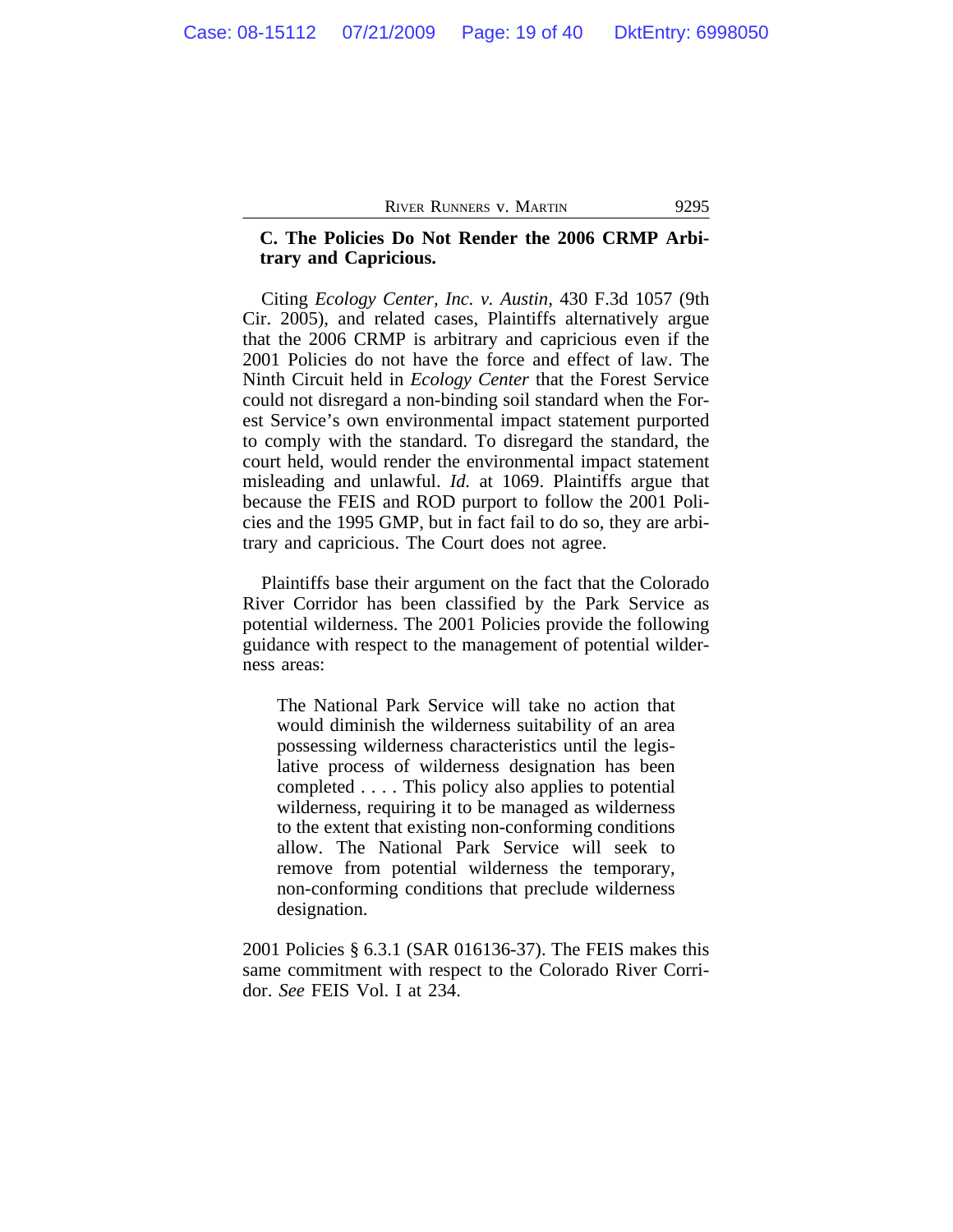**C. The Policies Do Not Render the 2006 CRMP Arbitrary and Capricious.**

Citing *Ecology Center, Inc. v. Austin*, 430 F.3d 1057 (9th Cir. 2005), and related cases, Plaintiffs alternatively argue that the 2006 CRMP is arbitrary and capricious even if the 2001 Policies do not have the force and effect of law. The Ninth Circuit held in *Ecology Center* that the Forest Service could not disregard a non-binding soil standard when the Forest Service's own environmental impact statement purported to comply with the standard. To disregard the standard, the court held, would render the environmental impact statement misleading and unlawful. *Id.* at 1069. Plaintiffs argue that because the FEIS and ROD purport to follow the 2001 Policies and the 1995 GMP, but in fact fail to do so, they are arbitrary and capricious. The Court does not agree.

Plaintiffs base their argument on the fact that the Colorado River Corridor has been classified by the Park Service as potential wilderness. The 2001 Policies provide the following guidance with respect to the management of potential wilderness areas:

> The National Park Service will take no action that would diminish the wilderness suitability of an area possessing wilderness characteristics until the legislative process of wilderness designation has been completed . . . . This policy also applies to potential wilderness, requiring it to be managed as wilderness to the extent that existing non-conforming conditions allow. The National Park Service will seek to remove from potential wilderness the temporary, non-conforming conditions that preclude wilderness designation.

2001 Policies § 6.3.1 (SAR 016136-37). The FEIS makes this same commitment with respect to the Colorado River Corridor. *See* FEIS Vol. I at 234.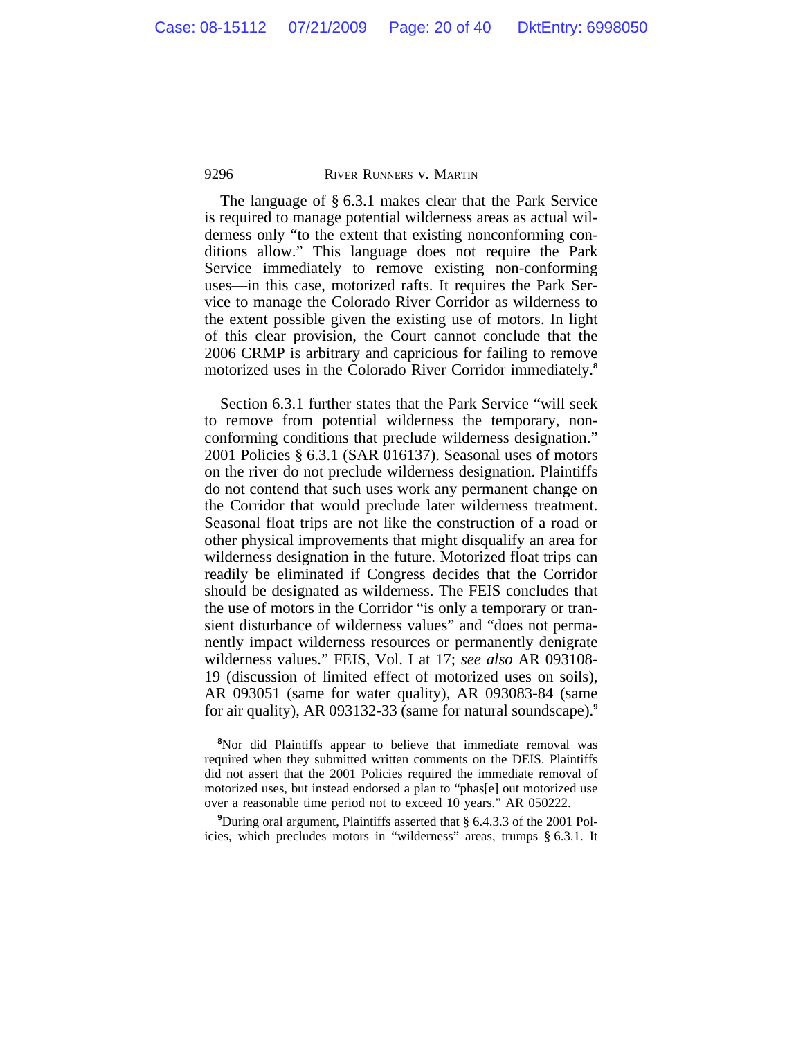The language of § 6.3.1 makes clear that the Park Service is required to manage potential wilderness areas as actual wilderness only "to the extent that existing nonconforming conditions allow." This language does not require the Park Service immediately to remove existing non-conforming uses—in this case, motorized rafts. It requires the Park Service to manage the Colorado River Corridor as wilderness to the extent possible given the existing use of motors. In light of this clear provision, the Court cannot conclude that the 2006 CRMP is arbitrary and capricious for failing to remove motorized uses in the Colorado River Corridor immediately.[8]

Section 6.3.1 further states that the Park Service "will seek to remove from potential wilderness the temporary, non-conforming conditions that preclude wilderness designation." 2001 Policies § 6.3.1 (SAR 016137). Seasonal uses of motors on the river do not preclude wilderness designation. Plaintiffs do not contend that such uses work any permanent change on the Corridor that would preclude later wilderness treatment. Seasonal float trips are not like the construction of a road or other physical improvements that might disqualify an area for wilderness designation in the future. Motorized float trips can readily be eliminated if Congress decides that the Corridor should be designated as wilderness. The FEIS concludes that the use of motors in the Corridor "is only a temporary or transient disturbance of wilderness values" and "does not permanently impact wilderness resources or permanently denigrate wilderness values." FEIS, Vol. I at 17; *see also* AR 093108-19 (discussion of limited effect of motorized uses on soils), AR 093051 (same for water quality), AR 093083-84 (same for air quality), AR 093132-33 (same for natural soundscape).[9]

---

[8]Nor did Plaintiffs appear to believe that immediate removal was required when they submitted written comments on the DEIS. Plaintiffs did not assert that the 2001 Policies required the immediate removal of motorized uses, but instead endorsed a plan to "phas[e] out motorized use over a reasonable time period not to exceed 10 years." AR 050222.

[9]During oral argument, Plaintiffs asserted that § 6.4.3.3 of the 2001 Policies, which precludes motors in "wilderness" areas, trumps § 6.3.1. It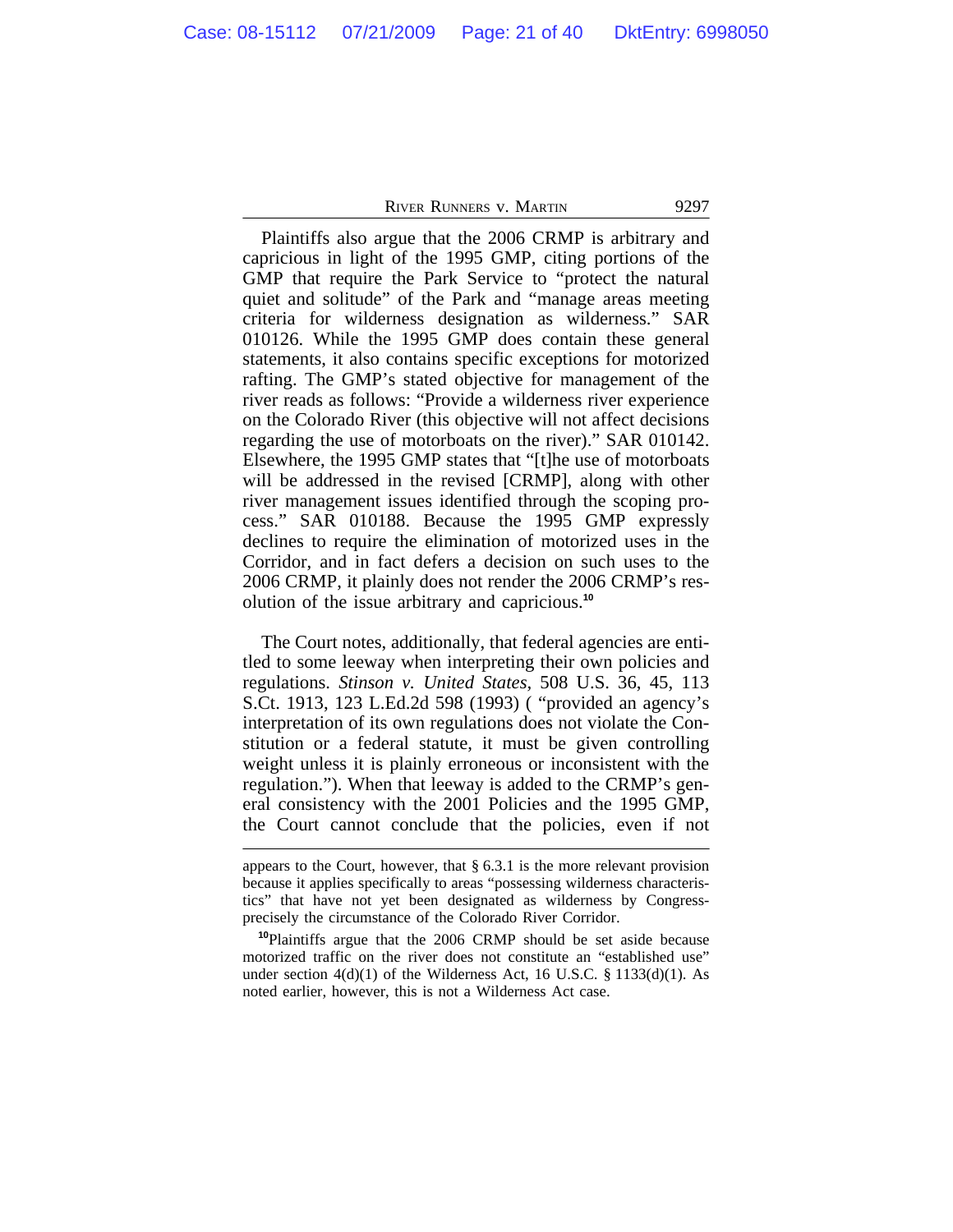Plaintiffs also argue that the 2006 CRMP is arbitrary and capricious in light of the 1995 GMP, citing portions of the GMP that require the Park Service to "protect the natural quiet and solitude" of the Park and "manage areas meeting criteria for wilderness designation as wilderness." SAR 010126. While the 1995 GMP does contain these general statements, it also contains specific exceptions for motorized rafting. The GMP's stated objective for management of the river reads as follows: "Provide a wilderness river experience on the Colorado River (this objective will not affect decisions regarding the use of motorboats on the river)." SAR 010142. Elsewhere, the 1995 GMP states that "[t]he use of motorboats will be addressed in the revised [CRMP], along with other river management issues identified through the scoping process." SAR 010188. Because the 1995 GMP expressly declines to require the elimination of motorized uses in the Corridor, and in fact defers a decision on such uses to the 2006 CRMP, it plainly does not render the 2006 CRMP's resolution of the issue arbitrary and capricious.[10]

The Court notes, additionally, that federal agencies are entitled to some leeway when interpreting their own policies and regulations. *Stinson v. United States*, 508 U.S. 36, 45, 113 S.Ct. 1913, 123 L.Ed.2d 598 (1993) ( "provided an agency's interpretation of its own regulations does not violate the Constitution or a federal statute, it must be given controlling weight unless it is plainly erroneous or inconsistent with the regulation."). When that leeway is added to the CRMP's general consistency with the 2001 Policies and the 1995 GMP, the Court cannot conclude that the policies, even if not

---

appears to the Court, however, that § 6.3.1 is the more relevant provision because it applies specifically to areas "possessing wilderness characteristics" that have not yet been designated as wilderness by Congress-precisely the circumstance of the Colorado River Corridor.

[10]Plaintiffs argue that the 2006 CRMP should be set aside because motorized traffic on the river does not constitute an "established use" under section 4(d)(1) of the Wilderness Act, 16 U.S.C. § 1133(d)(1). As noted earlier, however, this is not a Wilderness Act case.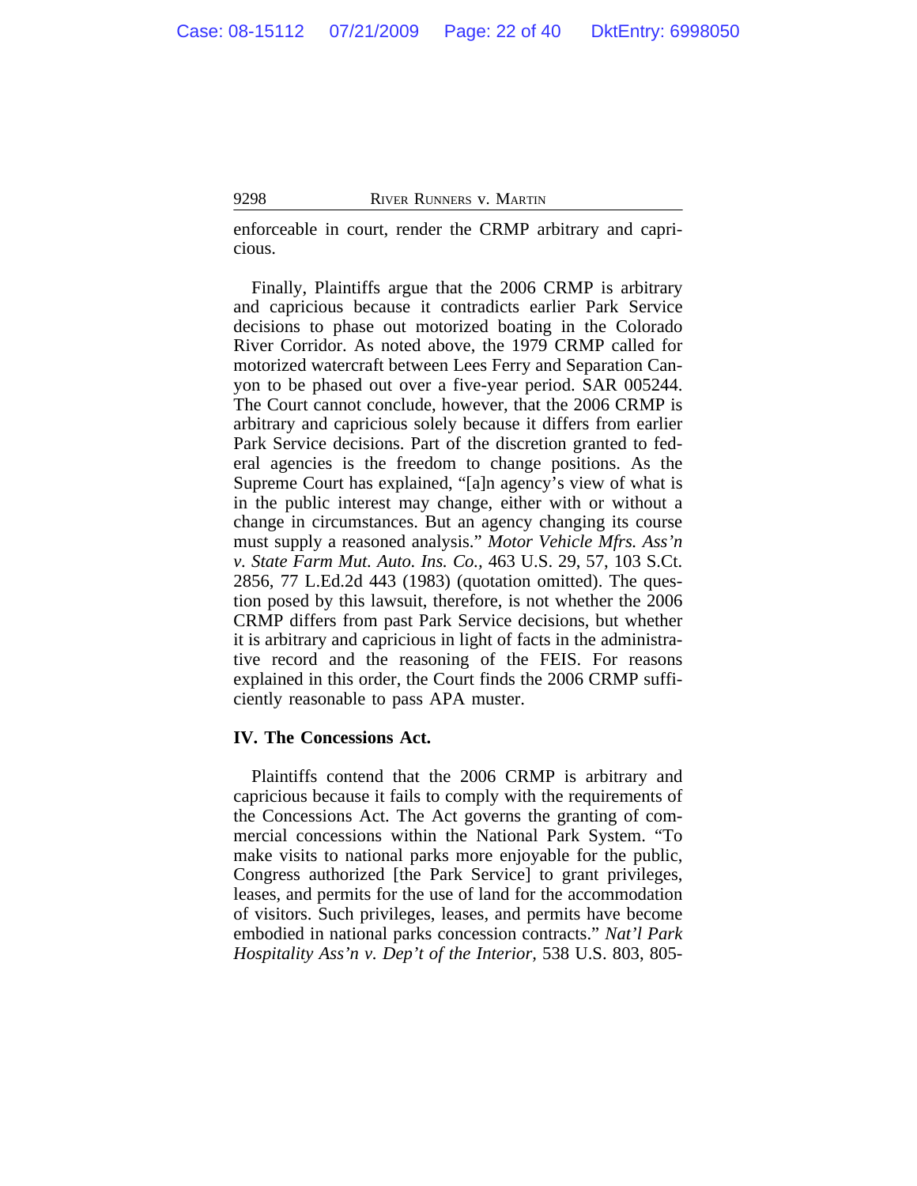enforceable in court, render the CRMP arbitrary and capricious.

Finally, Plaintiffs argue that the 2006 CRMP is arbitrary and capricious because it contradicts earlier Park Service decisions to phase out motorized boating in the Colorado River Corridor. As noted above, the 1979 CRMP called for motorized watercraft between Lees Ferry and Separation Canyon to be phased out over a five-year period. SAR 005244. The Court cannot conclude, however, that the 2006 CRMP is arbitrary and capricious solely because it differs from earlier Park Service decisions. Part of the discretion granted to federal agencies is the freedom to change positions. As the Supreme Court has explained, "[a]n agency's view of what is in the public interest may change, either with or without a change in circumstances. But an agency changing its course must supply a reasoned analysis." *Motor Vehicle Mfrs. Ass'n v. State Farm Mut. Auto. Ins. Co.,* 463 U.S. 29, 57, 103 S.Ct. 2856, 77 L.Ed.2d 443 (1983) (quotation omitted). The question posed by this lawsuit, therefore, is not whether the 2006 CRMP differs from past Park Service decisions, but whether it is arbitrary and capricious in light of facts in the administrative record and the reasoning of the FEIS. For reasons explained in this order, the Court finds the 2006 CRMP sufficiently reasonable to pass APA muster.

**IV. The Concessions Act.**

Plaintiffs contend that the 2006 CRMP is arbitrary and capricious because it fails to comply with the requirements of the Concessions Act. The Act governs the granting of commercial concessions within the National Park System. "To make visits to national parks more enjoyable for the public, Congress authorized [the Park Service] to grant privileges, leases, and permits for the use of land for the accommodation of visitors. Such privileges, leases, and permits have become embodied in national parks concession contracts." *Nat'l Park Hospitality Ass'n v. Dep't of the Interior*, 538 U.S. 803, 805-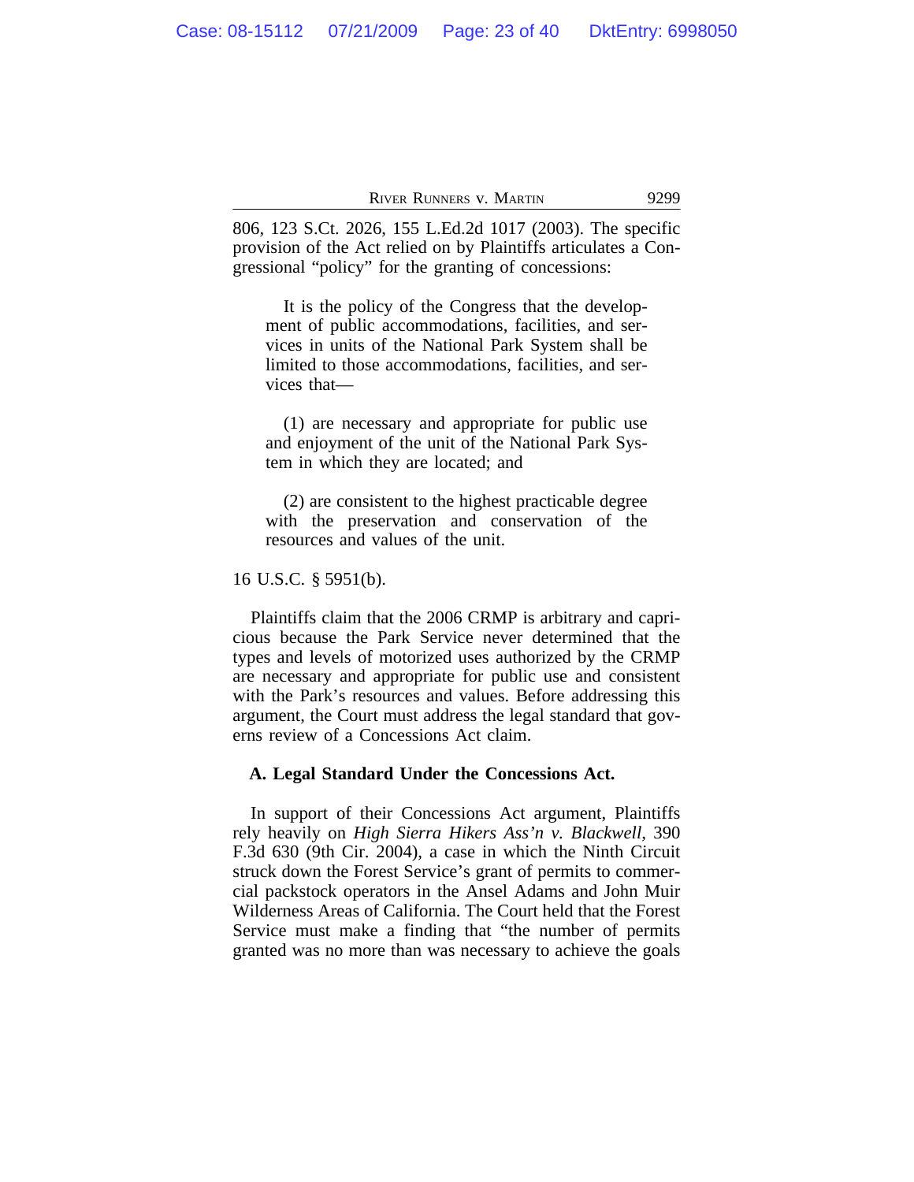806, 123 S.Ct. 2026, 155 L.Ed.2d 1017 (2003). The specific provision of the Act relied on by Plaintiffs articulates a Congressional "policy" for the granting of concessions:

> It is the policy of the Congress that the development of public accommodations, facilities, and services in units of the National Park System shall be limited to those accommodations, facilities, and services that—
>
> (1) are necessary and appropriate for public use and enjoyment of the unit of the National Park System in which they are located; and
>
> (2) are consistent to the highest practicable degree with the preservation and conservation of the resources and values of the unit.

16 U.S.C. § 5951(b).

Plaintiffs claim that the 2006 CRMP is arbitrary and capricious because the Park Service never determined that the types and levels of motorized uses authorized by the CRMP are necessary and appropriate for public use and consistent with the Park's resources and values. Before addressing this argument, the Court must address the legal standard that governs review of a Concessions Act claim.

**A. Legal Standard Under the Concessions Act.**

In support of their Concessions Act argument, Plaintiffs rely heavily on *High Sierra Hikers Ass'n v. Blackwell*, 390 F.3d 630 (9th Cir. 2004), a case in which the Ninth Circuit struck down the Forest Service's grant of permits to commercial packstock operators in the Ansel Adams and John Muir Wilderness Areas of California. The Court held that the Forest Service must make a finding that "the number of permits granted was no more than was necessary to achieve the goals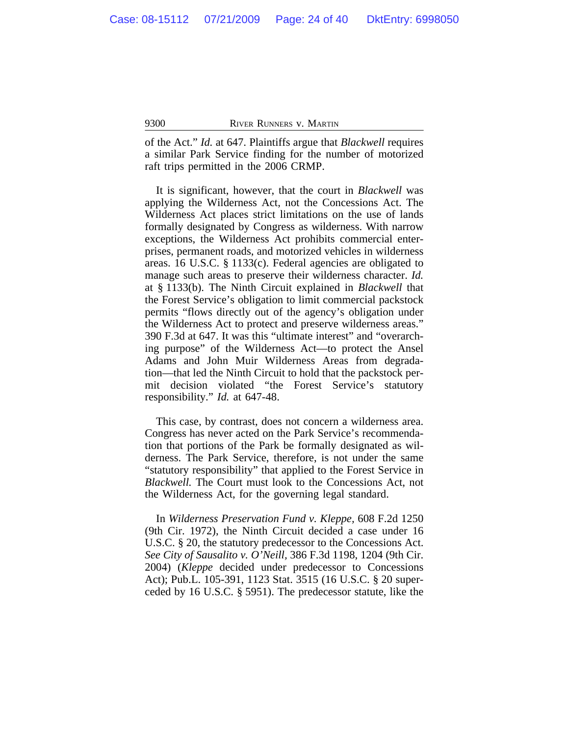of the Act." *Id.* at 647. Plaintiffs argue that *Blackwell* requires a similar Park Service finding for the number of motorized raft trips permitted in the 2006 CRMP.

It is significant, however, that the court in *Blackwell* was applying the Wilderness Act, not the Concessions Act. The Wilderness Act places strict limitations on the use of lands formally designated by Congress as wilderness. With narrow exceptions, the Wilderness Act prohibits commercial enterprises, permanent roads, and motorized vehicles in wilderness areas. 16 U.S.C. § 1133(c). Federal agencies are obligated to manage such areas to preserve their wilderness character. *Id.* at § 1133(b). The Ninth Circuit explained in *Blackwell* that the Forest Service's obligation to limit commercial packstock permits "flows directly out of the agency's obligation under the Wilderness Act to protect and preserve wilderness areas." 390 F.3d at 647. It was this "ultimate interest" and "overarching purpose" of the Wilderness Act—to protect the Ansel Adams and John Muir Wilderness Areas from degradation—that led the Ninth Circuit to hold that the packstock permit decision violated "the Forest Service's statutory responsibility." *Id.* at 647-48.

This case, by contrast, does not concern a wilderness area. Congress has never acted on the Park Service's recommendation that portions of the Park be formally designated as wilderness. The Park Service, therefore, is not under the same "statutory responsibility" that applied to the Forest Service in *Blackwell.* The Court must look to the Concessions Act, not the Wilderness Act, for the governing legal standard.

In *Wilderness Preservation Fund v. Kleppe*, 608 F.2d 1250 (9th Cir. 1972), the Ninth Circuit decided a case under 16 U.S.C. § 20, the statutory predecessor to the Concessions Act. *See City of Sausalito v. O'Neill*, 386 F.3d 1198, 1204 (9th Cir. 2004) (*Kleppe* decided under predecessor to Concessions Act); Pub.L. 105-391, 1123 Stat. 3515 (16 U.S.C. § 20 superceded by 16 U.S.C. § 5951). The predecessor statute, like the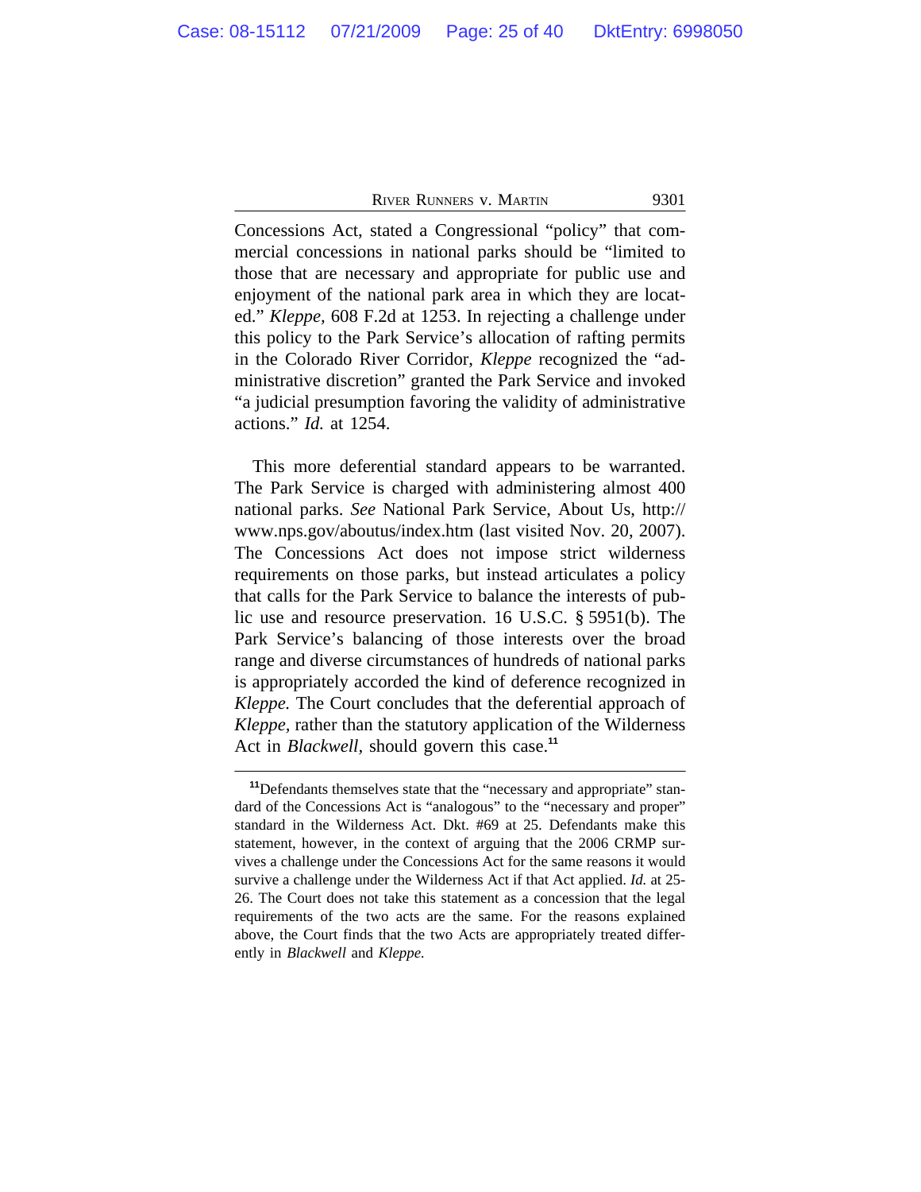Concessions Act, stated a Congressional "policy" that commercial concessions in national parks should be "limited to those that are necessary and appropriate for public use and enjoyment of the national park area in which they are located." *Kleppe*, 608 F.2d at 1253. In rejecting a challenge under this policy to the Park Service's allocation of rafting permits in the Colorado River Corridor, *Kleppe* recognized the "administrative discretion" granted the Park Service and invoked "a judicial presumption favoring the validity of administrative actions." *Id.* at 1254.

This more deferential standard appears to be warranted. The Park Service is charged with administering almost 400 national parks. *See* National Park Service, About Us, http://www.nps.gov/aboutus/index.htm (last visited Nov. 20, 2007). The Concessions Act does not impose strict wilderness requirements on those parks, but instead articulates a policy that calls for the Park Service to balance the interests of public use and resource preservation. 16 U.S.C. § 5951(b). The Park Service's balancing of those interests over the broad range and diverse circumstances of hundreds of national parks is appropriately accorded the kind of deference recognized in *Kleppe.* The Court concludes that the deferential approach of *Kleppe*, rather than the statutory application of the Wilderness Act in *Blackwell,* should govern this case.[11]

---

[11]Defendants themselves state that the "necessary and appropriate" standard of the Concessions Act is "analogous" to the "necessary and proper" standard in the Wilderness Act. Dkt. #69 at 25. Defendants make this statement, however, in the context of arguing that the 2006 CRMP survives a challenge under the Concessions Act for the same reasons it would survive a challenge under the Wilderness Act if that Act applied. *Id.* at 25-26. The Court does not take this statement as a concession that the legal requirements of the two acts are the same. For the reasons explained above, the Court finds that the two Acts are appropriately treated differently in *Blackwell* and *Kleppe.*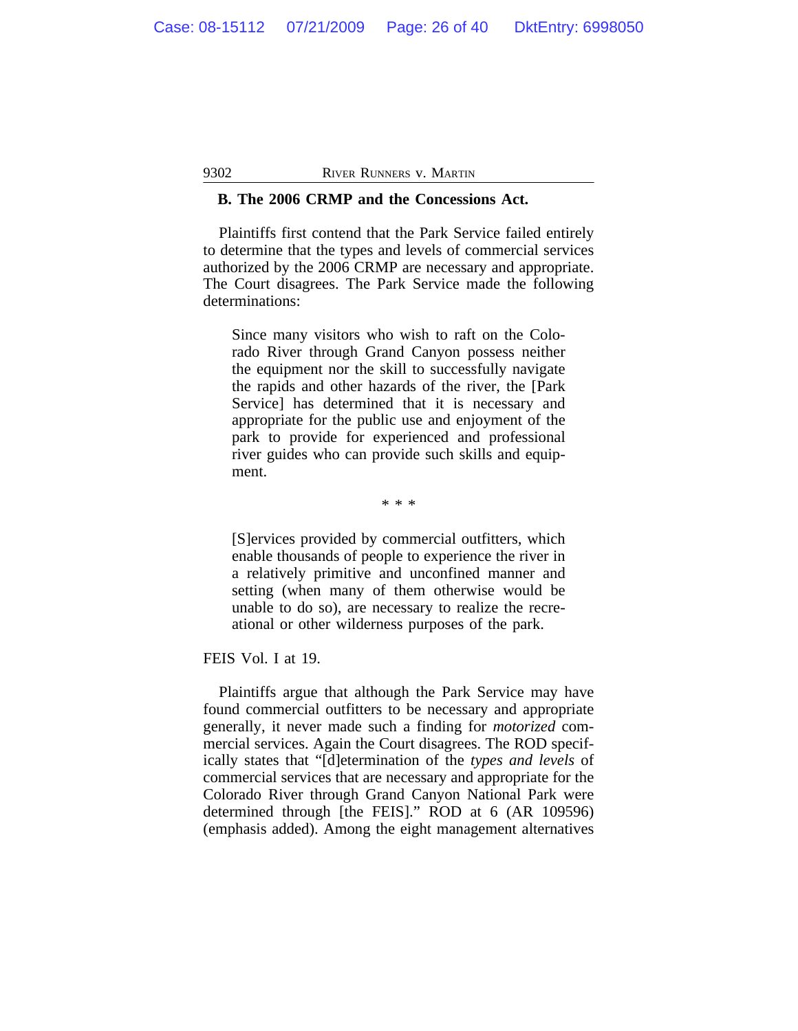### B. The 2006 CRMP and the Concessions Act.

Plaintiffs first contend that the Park Service failed entirely to determine that the types and levels of commercial services authorized by the 2006 CRMP are necessary and appropriate. The Court disagrees. The Park Service made the following determinations:

> Since many visitors who wish to raft on the Colorado River through Grand Canyon possess neither the equipment nor the skill to successfully navigate the rapids and other hazards of the river, the [Park Service] has determined that it is necessary and appropriate for the public use and enjoyment of the park to provide for experienced and professional river guides who can provide such skills and equipment.
>
> * * *
>
> [S]ervices provided by commercial outfitters, which enable thousands of people to experience the river in a relatively primitive and unconfined manner and setting (when many of them otherwise would be unable to do so), are necessary to realize the recreational or other wilderness purposes of the park.

FEIS Vol. I at 19.

Plaintiffs argue that although the Park Service may have found commercial outfitters to be necessary and appropriate generally, it never made such a finding for *motorized* commercial services. Again the Court disagrees. The ROD specifically states that "[d]etermination of the *types and levels* of commercial services that are necessary and appropriate for the Colorado River through Grand Canyon National Park were determined through [the FEIS]." ROD at 6 (AR 109596) (emphasis added). Among the eight management alternatives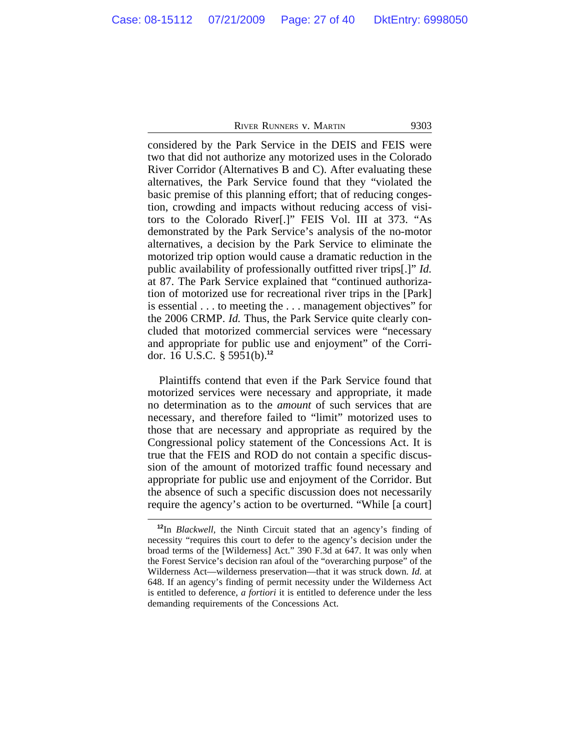considered by the Park Service in the DEIS and FEIS were two that did not authorize any motorized uses in the Colorado River Corridor (Alternatives B and C). After evaluating these alternatives, the Park Service found that they "violated the basic premise of this planning effort; that of reducing congestion, crowding and impacts without reducing access of visitors to the Colorado River[.]" FEIS Vol. III at 373. "As demonstrated by the Park Service's analysis of the no-motor alternatives, a decision by the Park Service to eliminate the motorized trip option would cause a dramatic reduction in the public availability of professionally outfitted river trips[.]" *Id.* at 87. The Park Service explained that "continued authorization of motorized use for recreational river trips in the [Park] is essential . . . to meeting the . . . management objectives" for the 2006 CRMP. *Id.* Thus, the Park Service quite clearly concluded that motorized commercial services were "necessary and appropriate for public use and enjoyment" of the Corridor. 16 U.S.C. § 5951(b).[12]

Plaintiffs contend that even if the Park Service found that motorized services were necessary and appropriate, it made no determination as to the *amount* of such services that are necessary, and therefore failed to "limit" motorized uses to those that are necessary and appropriate as required by the Congressional policy statement of the Concessions Act. It is true that the FEIS and ROD do not contain a specific discussion of the amount of motorized traffic found necessary and appropriate for public use and enjoyment of the Corridor. But the absence of such a specific discussion does not necessarily require the agency's action to be overturned. "While [a court]

---

[12]In *Blackwell*, the Ninth Circuit stated that an agency's finding of necessity "requires this court to defer to the agency's decision under the broad terms of the [Wilderness] Act." 390 F.3d at 647. It was only when the Forest Service's decision ran afoul of the "overarching purpose" of the Wilderness Act—wilderness preservation—that it was struck down. *Id.* at 648. If an agency's finding of permit necessity under the Wilderness Act is entitled to deference, *a fortiori* it is entitled to deference under the less demanding requirements of the Concessions Act.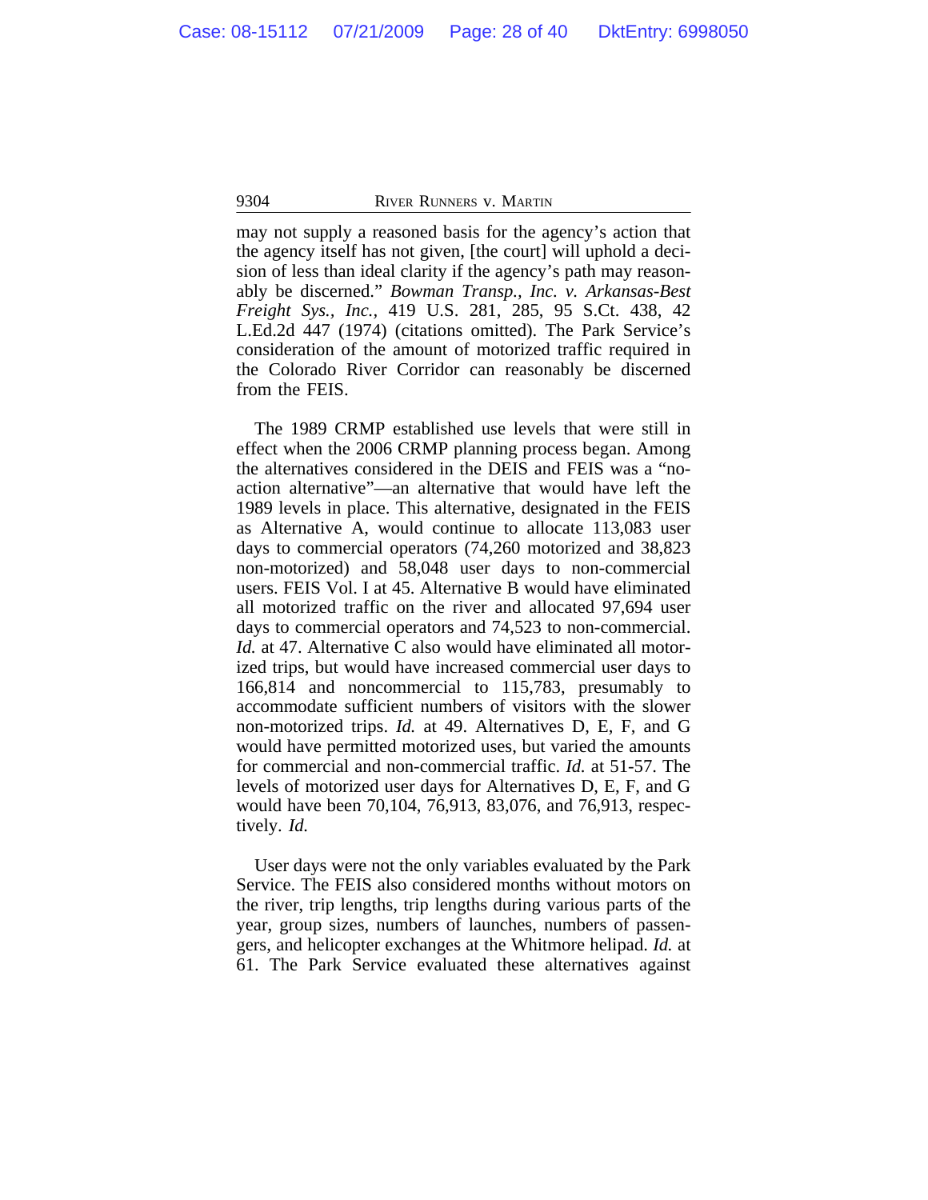may not supply a reasoned basis for the agency's action that the agency itself has not given, [the court] will uphold a decision of less than ideal clarity if the agency's path may reasonably be discerned." *Bowman Transp., Inc. v. Arkansas-Best Freight Sys., Inc.*, 419 U.S. 281, 285, 95 S.Ct. 438, 42 L.Ed.2d 447 (1974) (citations omitted). The Park Service's consideration of the amount of motorized traffic required in the Colorado River Corridor can reasonably be discerned from the FEIS.

The 1989 CRMP established use levels that were still in effect when the 2006 CRMP planning process began. Among the alternatives considered in the DEIS and FEIS was a "no-action alternative"—an alternative that would have left the 1989 levels in place. This alternative, designated in the FEIS as Alternative A, would continue to allocate 113,083 user days to commercial operators (74,260 motorized and 38,823 non-motorized) and 58,048 user days to non-commercial users. FEIS Vol. I at 45. Alternative B would have eliminated all motorized traffic on the river and allocated 97,694 user days to commercial operators and 74,523 to non-commercial. *Id.* at 47. Alternative C also would have eliminated all motorized trips, but would have increased commercial user days to 166,814 and noncommercial to 115,783, presumably to accommodate sufficient numbers of visitors with the slower non-motorized trips. *Id.* at 49. Alternatives D, E, F, and G would have permitted motorized uses, but varied the amounts for commercial and non-commercial traffic. *Id.* at 51-57. The levels of motorized user days for Alternatives D, E, F, and G would have been 70,104, 76,913, 83,076, and 76,913, respectively. *Id.*

User days were not the only variables evaluated by the Park Service. The FEIS also considered months without motors on the river, trip lengths, trip lengths during various parts of the year, group sizes, numbers of launches, numbers of passengers, and helicopter exchanges at the Whitmore helipad. *Id.* at 61. The Park Service evaluated these alternatives against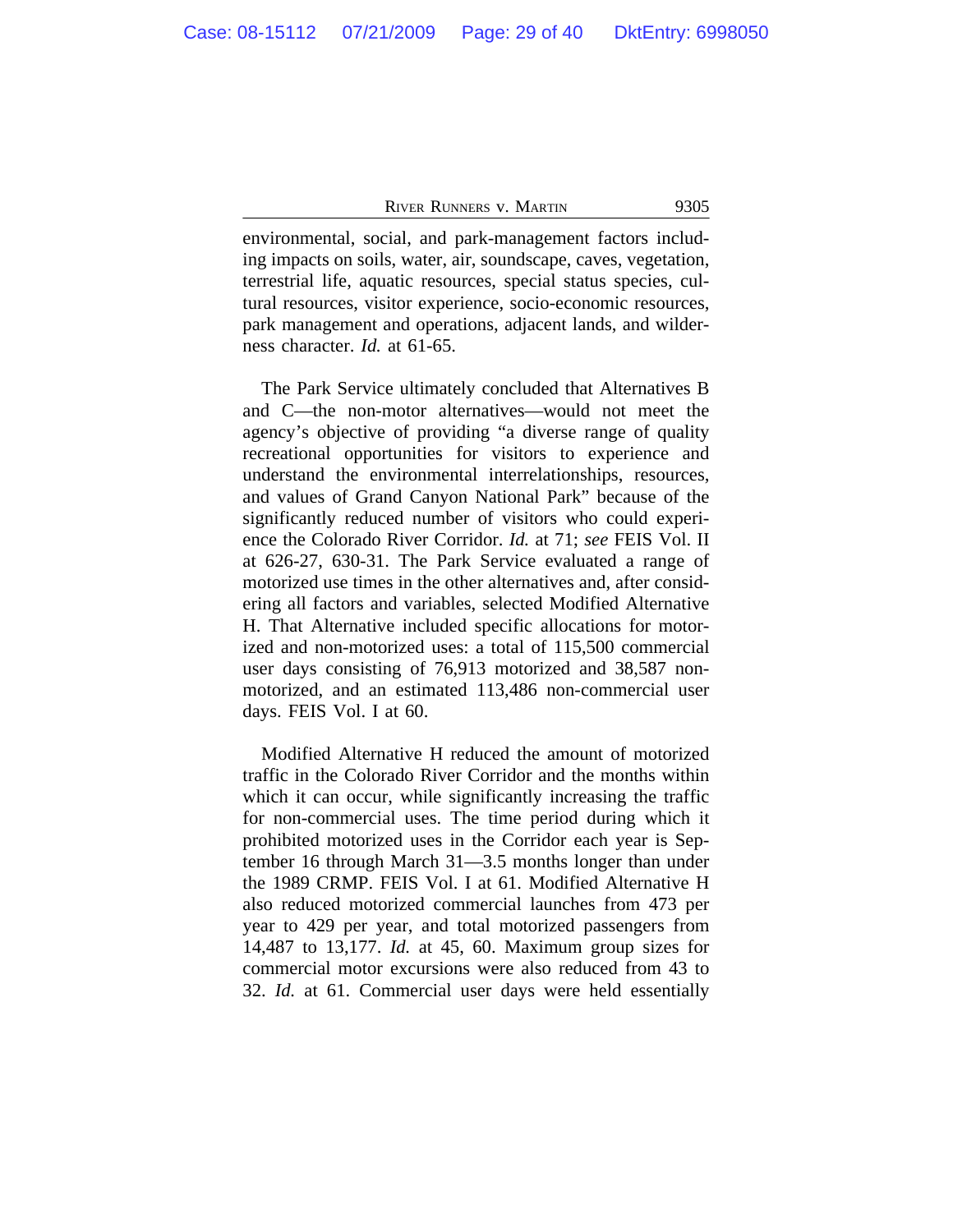environmental, social, and park-management factors including impacts on soils, water, air, soundscape, caves, vegetation, terrestrial life, aquatic resources, special status species, cultural resources, visitor experience, socio-economic resources, park management and operations, adjacent lands, and wilderness character. *Id.* at 61-65.

The Park Service ultimately concluded that Alternatives B and C—the non-motor alternatives—would not meet the agency's objective of providing "a diverse range of quality recreational opportunities for visitors to experience and understand the environmental interrelationships, resources, and values of Grand Canyon National Park" because of the significantly reduced number of visitors who could experience the Colorado River Corridor. *Id.* at 71; *see* FEIS Vol. II at 626-27, 630-31. The Park Service evaluated a range of motorized use times in the other alternatives and, after considering all factors and variables, selected Modified Alternative H. That Alternative included specific allocations for motorized and non-motorized uses: a total of 115,500 commercial user days consisting of 76,913 motorized and 38,587 non-motorized, and an estimated 113,486 non-commercial user days. FEIS Vol. I at 60.

Modified Alternative H reduced the amount of motorized traffic in the Colorado River Corridor and the months within which it can occur, while significantly increasing the traffic for non-commercial uses. The time period during which it prohibited motorized uses in the Corridor each year is September 16 through March 31—3.5 months longer than under the 1989 CRMP. FEIS Vol. I at 61. Modified Alternative H also reduced motorized commercial launches from 473 per year to 429 per year, and total motorized passengers from 14,487 to 13,177. *Id.* at 45, 60. Maximum group sizes for commercial motor excursions were also reduced from 43 to 32. *Id.* at 61. Commercial user days were held essentially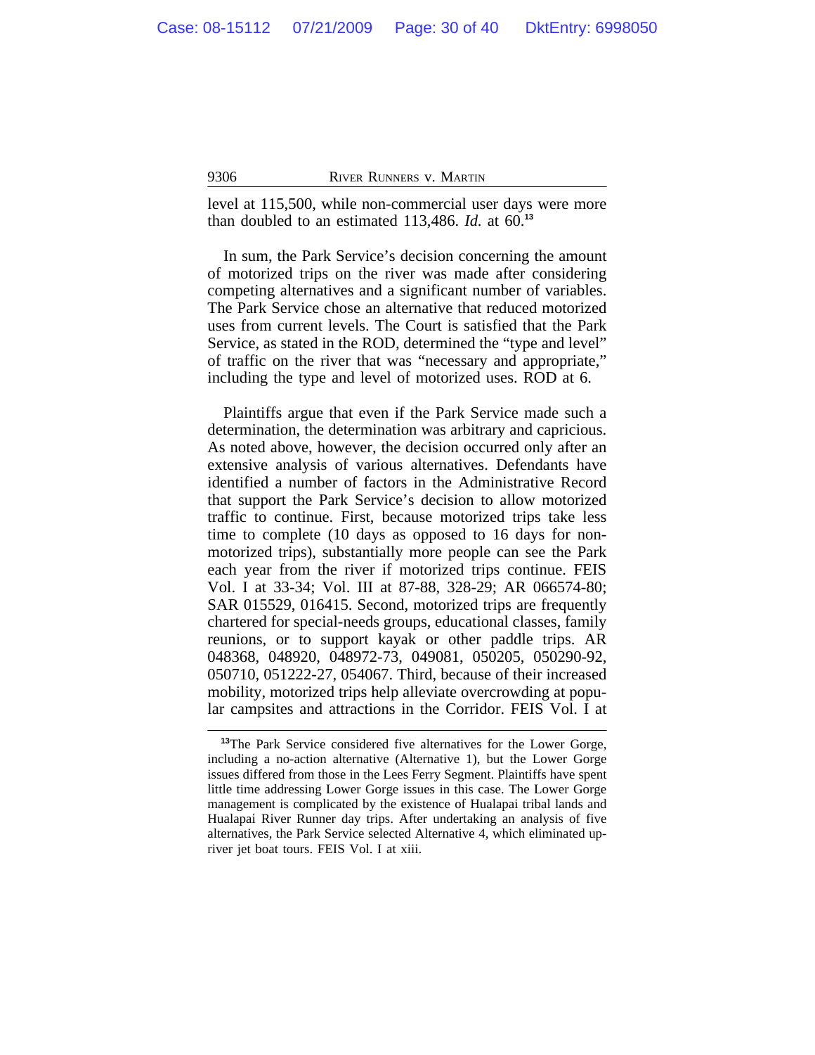level at 115,500, while non-commercial user days were more than doubled to an estimated 113,486. *Id.* at 60.[13]

In sum, the Park Service's decision concerning the amount of motorized trips on the river was made after considering competing alternatives and a significant number of variables. The Park Service chose an alternative that reduced motorized uses from current levels. The Court is satisfied that the Park Service, as stated in the ROD, determined the "type and level" of traffic on the river that was "necessary and appropriate," including the type and level of motorized uses. ROD at 6.

Plaintiffs argue that even if the Park Service made such a determination, the determination was arbitrary and capricious. As noted above, however, the decision occurred only after an extensive analysis of various alternatives. Defendants have identified a number of factors in the Administrative Record that support the Park Service's decision to allow motorized traffic to continue. First, because motorized trips take less time to complete (10 days as opposed to 16 days for non-motorized trips), substantially more people can see the Park each year from the river if motorized trips continue. FEIS Vol. I at 33-34; Vol. III at 87-88, 328-29; AR 066574-80; SAR 015529, 016415. Second, motorized trips are frequently chartered for special-needs groups, educational classes, family reunions, or to support kayak or other paddle trips. AR 048368, 048920, 048972-73, 049081, 050205, 050290-92, 050710, 051222-27, 054067. Third, because of their increased mobility, motorized trips help alleviate overcrowding at popular campsites and attractions in the Corridor. FEIS Vol. I at

---

[13]The Park Service considered five alternatives for the Lower Gorge, including a no-action alternative (Alternative 1), but the Lower Gorge issues differed from those in the Lees Ferry Segment. Plaintiffs have spent little time addressing Lower Gorge issues in this case. The Lower Gorge management is complicated by the existence of Hualapai tribal lands and Hualapai River Runner day trips. After undertaking an analysis of five alternatives, the Park Service selected Alternative 4, which eliminated up-river jet boat tours. FEIS Vol. I at xiii.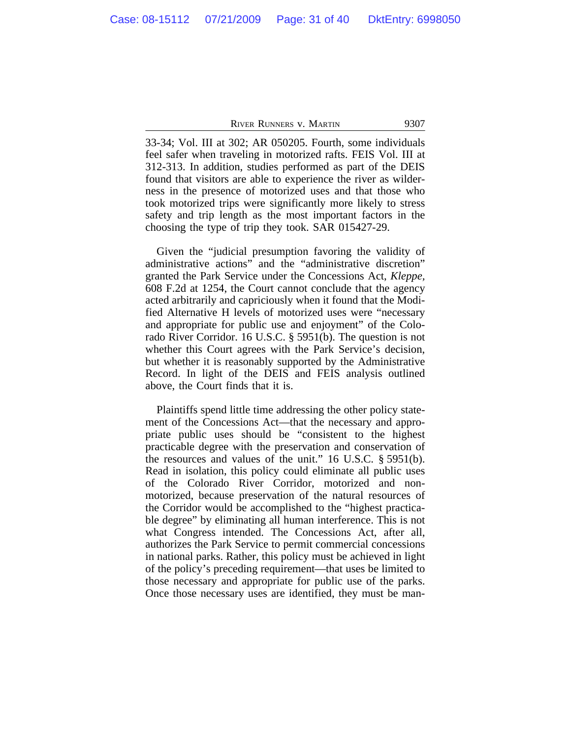33-34; Vol. III at 302; AR 050205. Fourth, some individuals feel safer when traveling in motorized rafts. FEIS Vol. III at 312-313. In addition, studies performed as part of the DEIS found that visitors are able to experience the river as wilderness in the presence of motorized uses and that those who took motorized trips were significantly more likely to stress safety and trip length as the most important factors in the choosing the type of trip they took. SAR 015427-29.

Given the "judicial presumption favoring the validity of administrative actions" and the "administrative discretion" granted the Park Service under the Concessions Act, *Kleppe*, 608 F.2d at 1254, the Court cannot conclude that the agency acted arbitrarily and capriciously when it found that the Modified Alternative H levels of motorized uses were "necessary and appropriate for public use and enjoyment" of the Colorado River Corridor. 16 U.S.C. § 5951(b). The question is not whether this Court agrees with the Park Service's decision, but whether it is reasonably supported by the Administrative Record. In light of the DEIS and FEIS analysis outlined above, the Court finds that it is.

Plaintiffs spend little time addressing the other policy statement of the Concessions Act—that the necessary and appropriate public uses should be "consistent to the highest practicable degree with the preservation and conservation of the resources and values of the unit." 16 U.S.C. § 5951(b). Read in isolation, this policy could eliminate all public uses of the Colorado River Corridor, motorized and non-motorized, because preservation of the natural resources of the Corridor would be accomplished to the "highest practicable degree" by eliminating all human interference. This is not what Congress intended. The Concessions Act, after all, authorizes the Park Service to permit commercial concessions in national parks. Rather, this policy must be achieved in light of the policy's preceding requirement—that uses be limited to those necessary and appropriate for public use of the parks. Once those necessary uses are identified, they must be man-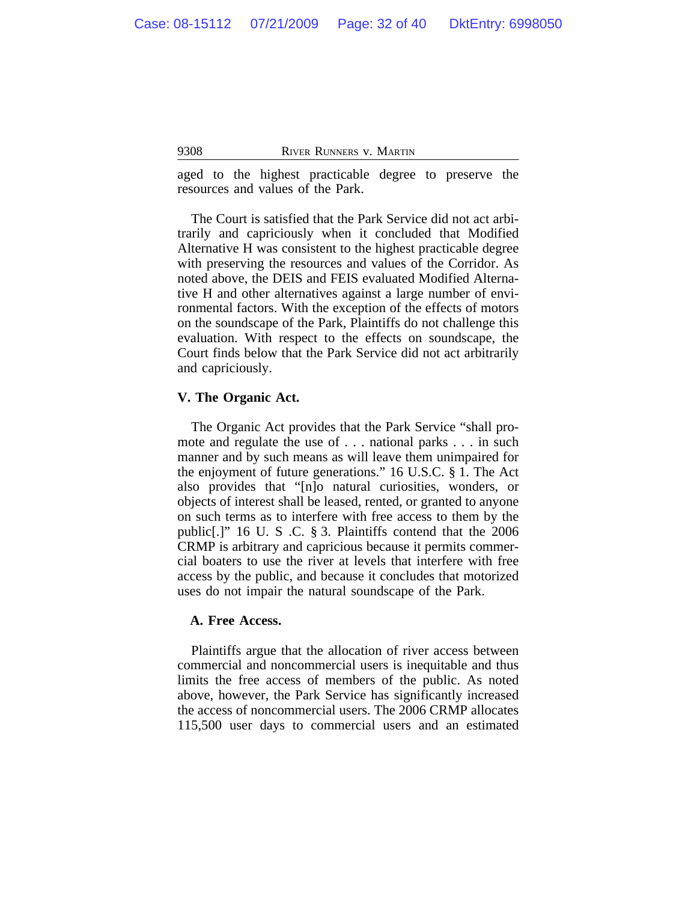aged to the highest practicable degree to preserve the resources and values of the Park.

The Court is satisfied that the Park Service did not act arbitrarily and capriciously when it concluded that Modified Alternative H was consistent to the highest practicable degree with preserving the resources and values of the Corridor. As noted above, the DEIS and FEIS evaluated Modified Alternative H and other alternatives against a large number of environmental factors. With the exception of the effects of motors on the soundscape of the Park, Plaintiffs do not challenge this evaluation. With respect to the effects on soundscape, the Court finds below that the Park Service did not act arbitrarily and capriciously.

## V. The Organic Act.

The Organic Act provides that the Park Service "shall promote and regulate the use of . . . national parks . . . in such manner and by such means as will leave them unimpaired for the enjoyment of future generations." 16 U.S.C. § 1. The Act also provides that "[n]o natural curiosities, wonders, or objects of interest shall be leased, rented, or granted to anyone on such terms as to interfere with free access to them by the public[.]" 16 U. S .C. § 3. Plaintiffs contend that the 2006 CRMP is arbitrary and capricious because it permits commercial boaters to use the river at levels that interfere with free access by the public, and because it concludes that motorized uses do not impair the natural soundscape of the Park.

### A. Free Access.

Plaintiffs argue that the allocation of river access between commercial and noncommercial users is inequitable and thus limits the free access of members of the public. As noted above, however, the Park Service has significantly increased the access of noncommercial users. The 2006 CRMP allocates 115,500 user days to commercial users and an estimated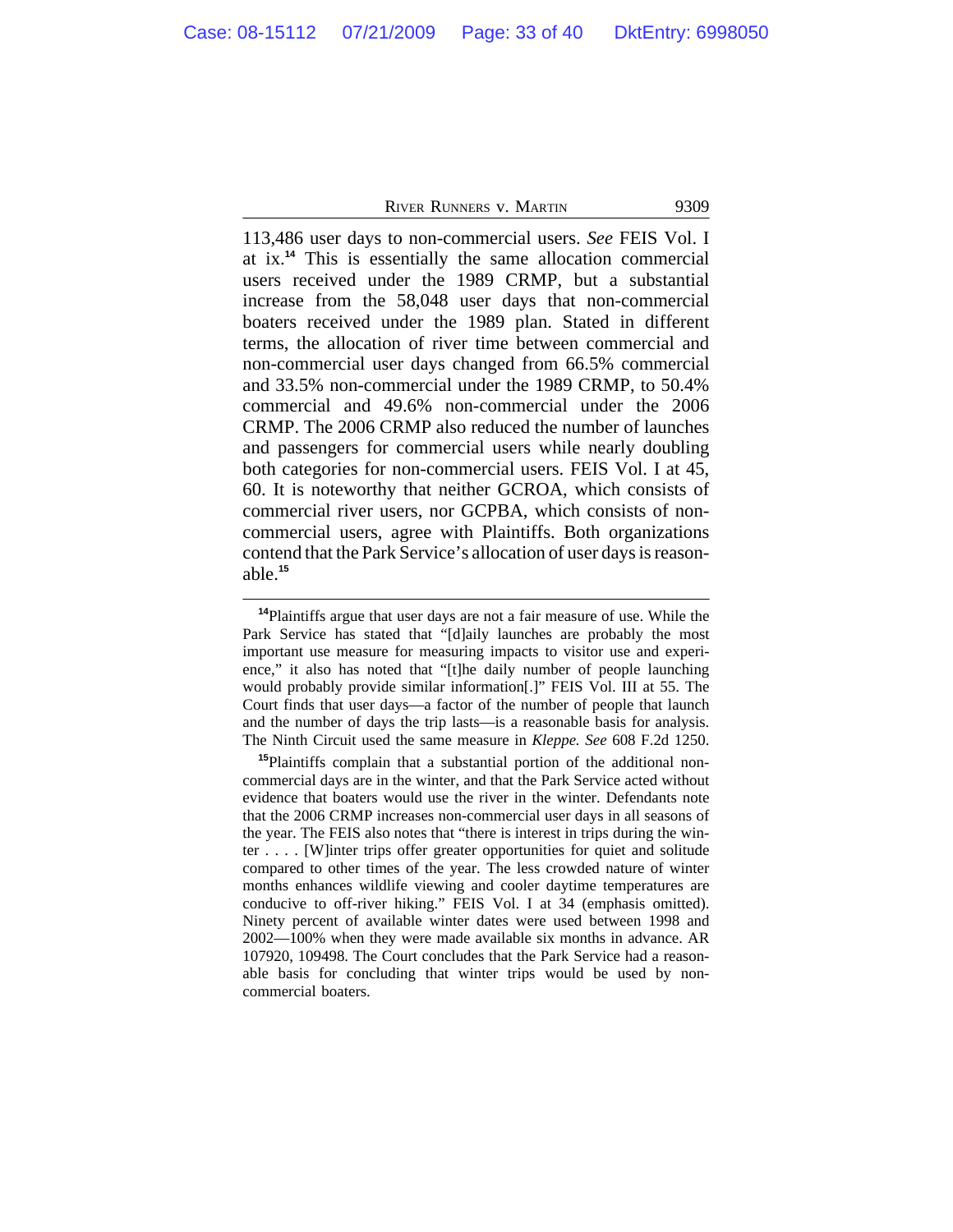113,486 user days to non-commercial users. *See* FEIS Vol. I at ix.[14] This is essentially the same allocation commercial users received under the 1989 CRMP, but a substantial increase from the 58,048 user days that non-commercial boaters received under the 1989 plan. Stated in different terms, the allocation of river time between commercial and non-commercial user days changed from 66.5% commercial and 33.5% non-commercial under the 1989 CRMP, to 50.4% commercial and 49.6% non-commercial under the 2006 CRMP. The 2006 CRMP also reduced the number of launches and passengers for commercial users while nearly doubling both categories for non-commercial users. FEIS Vol. I at 45, 60. It is noteworthy that neither GCROA, which consists of commercial river users, nor GCPBA, which consists of non-commercial users, agree with Plaintiffs. Both organizations contend that the Park Service's allocation of user days is reasonable.[15]

---

[14]Plaintiffs argue that user days are not a fair measure of use. While the Park Service has stated that "[d]aily launches are probably the most important use measure for measuring impacts to visitor use and experience," it also has noted that "[t]he daily number of people launching would probably provide similar information[.]" FEIS Vol. III at 55. The Court finds that user days—a factor of the number of people that launch and the number of days the trip lasts—is a reasonable basis for analysis. The Ninth Circuit used the same measure in *Kleppe. See* 608 F.2d 1250.

[15]Plaintiffs complain that a substantial portion of the additional non-commercial days are in the winter, and that the Park Service acted without evidence that boaters would use the river in the winter. Defendants note that the 2006 CRMP increases non-commercial user days in all seasons of the year. The FEIS also notes that "there is interest in trips during the winter . . . . [W]inter trips offer greater opportunities for quiet and solitude compared to other times of the year. The less crowded nature of winter months enhances wildlife viewing and cooler daytime temperatures are conducive to off-river hiking." FEIS Vol. I at 34 (emphasis omitted). Ninety percent of available winter dates were used between 1998 and 2002—100% when they were made available six months in advance. AR 107920, 109498. The Court concludes that the Park Service had a reasonable basis for concluding that winter trips would be used by non-commercial boaters.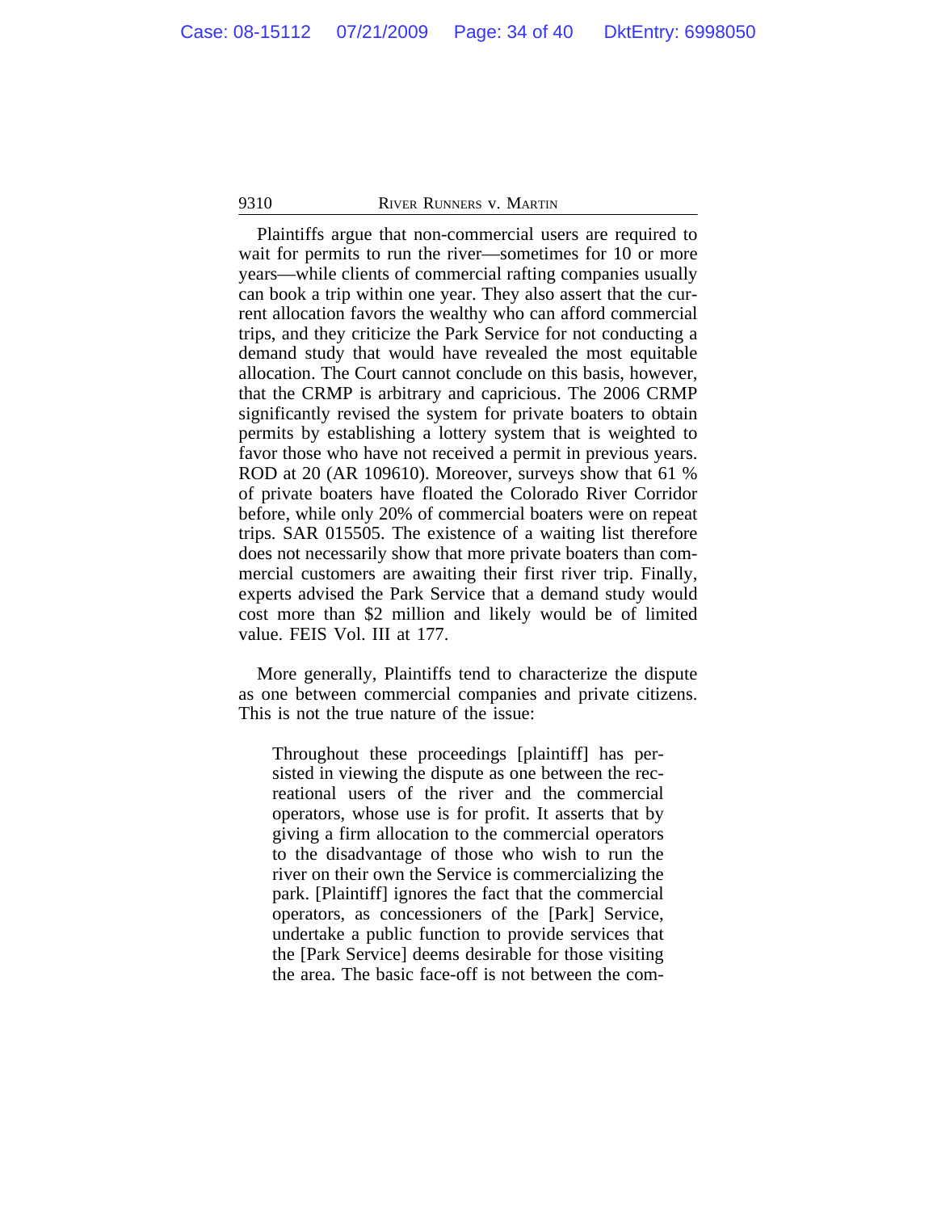Plaintiffs argue that non-commercial users are required to wait for permits to run the river—sometimes for 10 or more years—while clients of commercial rafting companies usually can book a trip within one year. They also assert that the current allocation favors the wealthy who can afford commercial trips, and they criticize the Park Service for not conducting a demand study that would have revealed the most equitable allocation. The Court cannot conclude on this basis, however, that the CRMP is arbitrary and capricious. The 2006 CRMP significantly revised the system for private boaters to obtain permits by establishing a lottery system that is weighted to favor those who have not received a permit in previous years. ROD at 20 (AR 109610). Moreover, surveys show that 61 % of private boaters have floated the Colorado River Corridor before, while only 20% of commercial boaters were on repeat trips. SAR 015505. The existence of a waiting list therefore does not necessarily show that more private boaters than commercial customers are awaiting their first river trip. Finally, experts advised the Park Service that a demand study would cost more than $2 million and likely would be of limited value. FEIS Vol. III at 177.

More generally, Plaintiffs tend to characterize the dispute as one between commercial companies and private citizens. This is not the true nature of the issue:

> Throughout these proceedings [plaintiff] has persisted in viewing the dispute as one between the recreational users of the river and the commercial operators, whose use is for profit. It asserts that by giving a firm allocation to the commercial operators to the disadvantage of those who wish to run the river on their own the Service is commercializing the park. [Plaintiff] ignores the fact that the commercial operators, as concessioners of the [Park] Service, undertake a public function to provide services that the [Park Service] deems desirable for those visiting the area. The basic face-off is not between the com-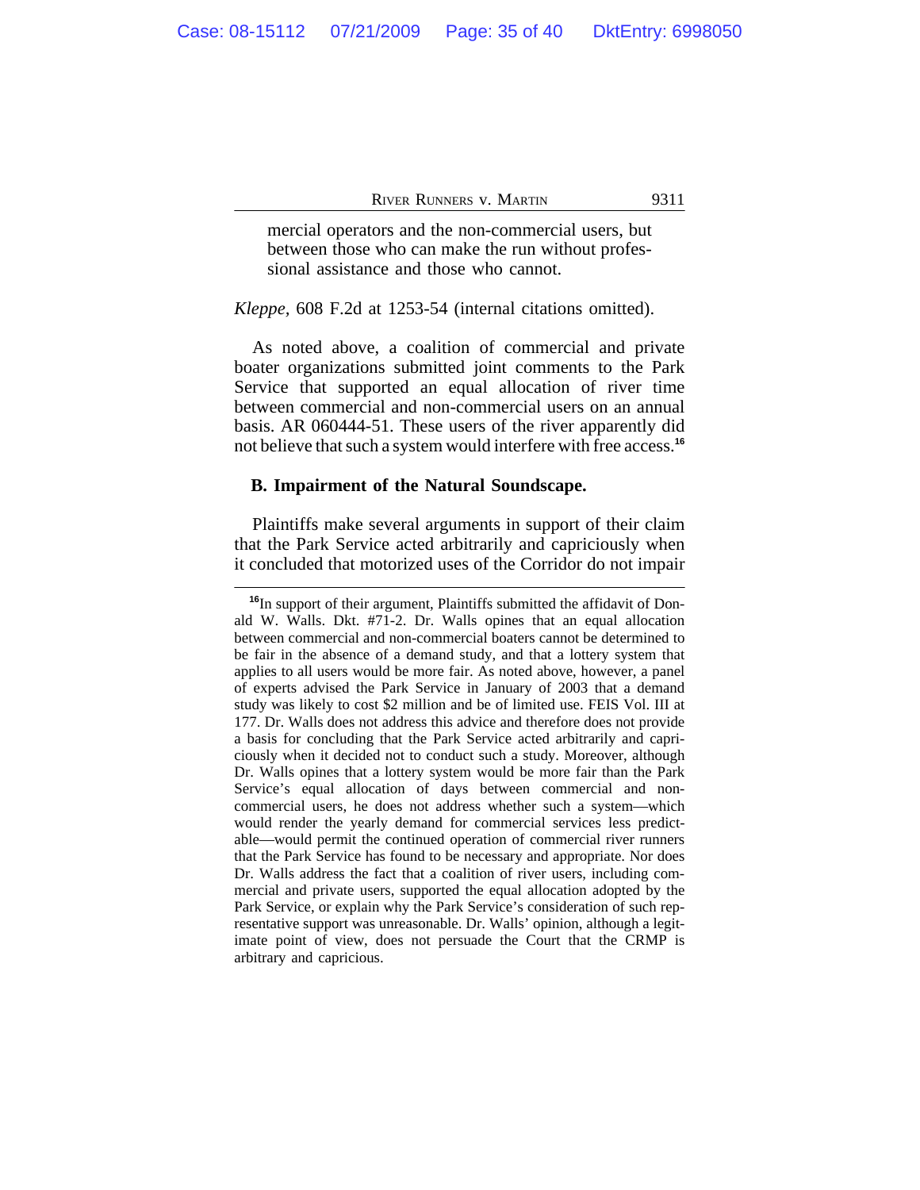> mercial operators and the non-commercial users, but between those who can make the run without professional assistance and those who cannot.

*Kleppe*, 608 F.2d at 1253-54 (internal citations omitted).

As noted above, a coalition of commercial and private boater organizations submitted joint comments to the Park Service that supported an equal allocation of river time between commercial and non-commercial users on an annual basis. AR 060444-51. These users of the river apparently did not believe that such a system would interfere with free access.[16]

**B. Impairment of the Natural Soundscape.**

Plaintiffs make several arguments in support of their claim that the Park Service acted arbitrarily and capriciously when it concluded that motorized uses of the Corridor do not impair

---

[16] In support of their argument, Plaintiffs submitted the affidavit of Donald W. Walls. Dkt. #71-2. Dr. Walls opines that an equal allocation between commercial and non-commercial boaters cannot be determined to be fair in the absence of a demand study, and that a lottery system that applies to all users would be more fair. As noted above, however, a panel of experts advised the Park Service in January of 2003 that a demand study was likely to cost $2 million and be of limited use. FEIS Vol. III at 177. Dr. Walls does not address this advice and therefore does not provide a basis for concluding that the Park Service acted arbitrarily and capriciously when it decided not to conduct such a study. Moreover, although Dr. Walls opines that a lottery system would be more fair than the Park Service's equal allocation of days between commercial and non-commercial users, he does not address whether such a system—which would render the yearly demand for commercial services less predictable—would permit the continued operation of commercial river runners that the Park Service has found to be necessary and appropriate. Nor does Dr. Walls address the fact that a coalition of river users, including commercial and private users, supported the equal allocation adopted by the Park Service, or explain why the Park Service's consideration of such representative support was unreasonable. Dr. Walls' opinion, although a legitimate point of view, does not persuade the Court that the CRMP is arbitrary and capricious.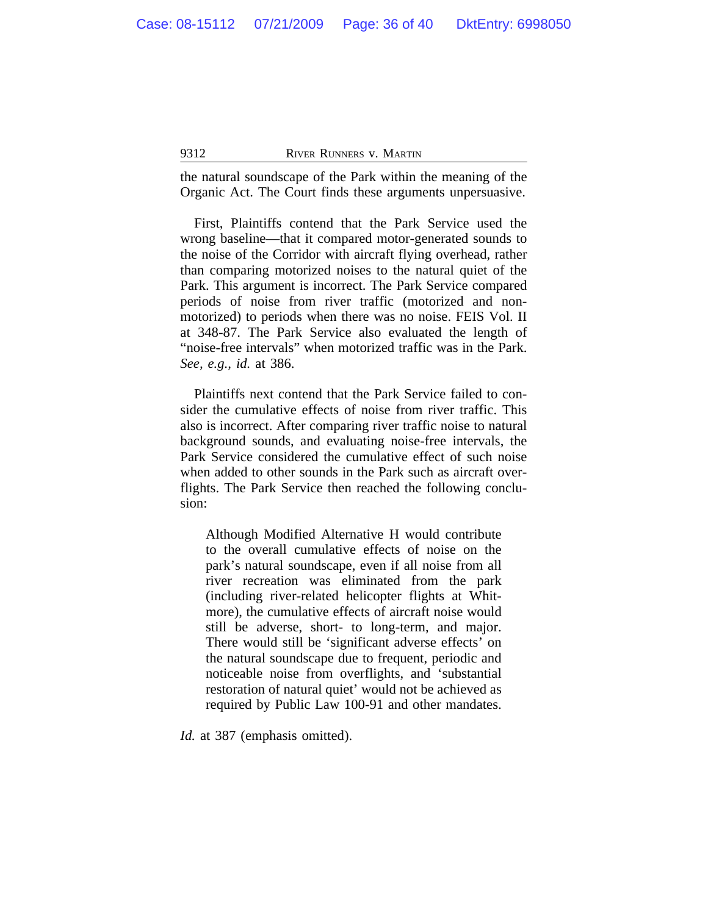the natural soundscape of the Park within the meaning of the Organic Act. The Court finds these arguments unpersuasive.

First, Plaintiffs contend that the Park Service used the wrong baseline—that it compared motor-generated sounds to the noise of the Corridor with aircraft flying overhead, rather than comparing motorized noises to the natural quiet of the Park. This argument is incorrect. The Park Service compared periods of noise from river traffic (motorized and non-motorized) to periods when there was no noise. FEIS Vol. II at 348-87. The Park Service also evaluated the length of "noise-free intervals" when motorized traffic was in the Park. *See, e.g.*, *id.* at 386.

Plaintiffs next contend that the Park Service failed to consider the cumulative effects of noise from river traffic. This also is incorrect. After comparing river traffic noise to natural background sounds, and evaluating noise-free intervals, the Park Service considered the cumulative effect of such noise when added to other sounds in the Park such as aircraft overflights. The Park Service then reached the following conclusion:

> Although Modified Alternative H would contribute to the overall cumulative effects of noise on the park's natural soundscape, even if all noise from all river recreation was eliminated from the park (including river-related helicopter flights at Whitmore), the cumulative effects of aircraft noise would still be adverse, short- to long-term, and major. There would still be 'significant adverse effects' on the natural soundscape due to frequent, periodic and noticeable noise from overflights, and 'substantial restoration of natural quiet' would not be achieved as required by Public Law 100-91 and other mandates.

*Id.* at 387 (emphasis omitted).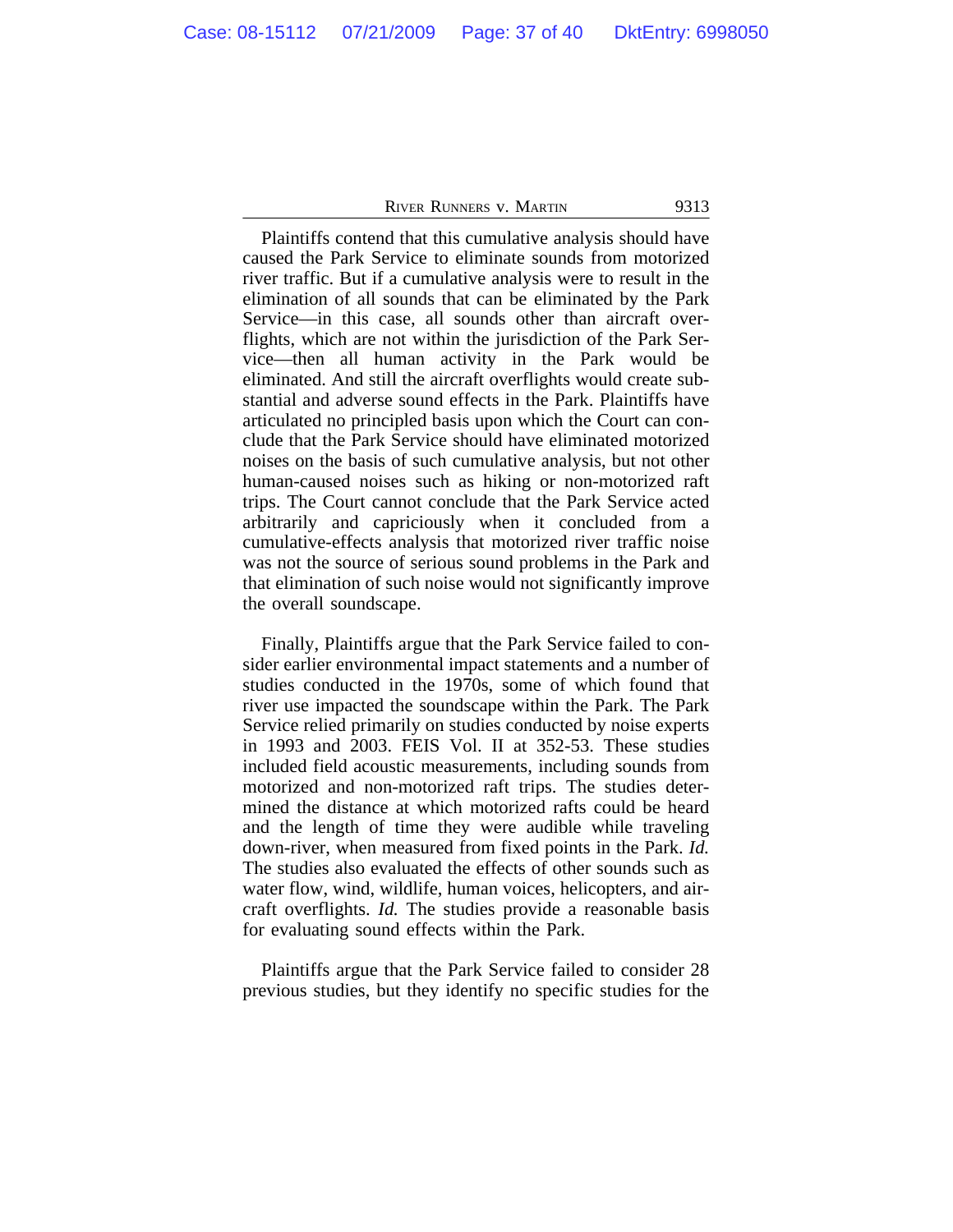Plaintiffs contend that this cumulative analysis should have caused the Park Service to eliminate sounds from motorized river traffic. But if a cumulative analysis were to result in the elimination of all sounds that can be eliminated by the Park Service—in this case, all sounds other than aircraft overflights, which are not within the jurisdiction of the Park Service—then all human activity in the Park would be eliminated. And still the aircraft overflights would create substantial and adverse sound effects in the Park. Plaintiffs have articulated no principled basis upon which the Court can conclude that the Park Service should have eliminated motorized noises on the basis of such cumulative analysis, but not other human-caused noises such as hiking or non-motorized raft trips. The Court cannot conclude that the Park Service acted arbitrarily and capriciously when it concluded from a cumulative-effects analysis that motorized river traffic noise was not the source of serious sound problems in the Park and that elimination of such noise would not significantly improve the overall soundscape.

Finally, Plaintiffs argue that the Park Service failed to consider earlier environmental impact statements and a number of studies conducted in the 1970s, some of which found that river use impacted the soundscape within the Park. The Park Service relied primarily on studies conducted by noise experts in 1993 and 2003. FEIS Vol. II at 352-53. These studies included field acoustic measurements, including sounds from motorized and non-motorized raft trips. The studies determined the distance at which motorized rafts could be heard and the length of time they were audible while traveling down-river, when measured from fixed points in the Park. *Id.* The studies also evaluated the effects of other sounds such as water flow, wind, wildlife, human voices, helicopters, and aircraft overflights. *Id.* The studies provide a reasonable basis for evaluating sound effects within the Park.

Plaintiffs argue that the Park Service failed to consider 28 previous studies, but they identify no specific studies for the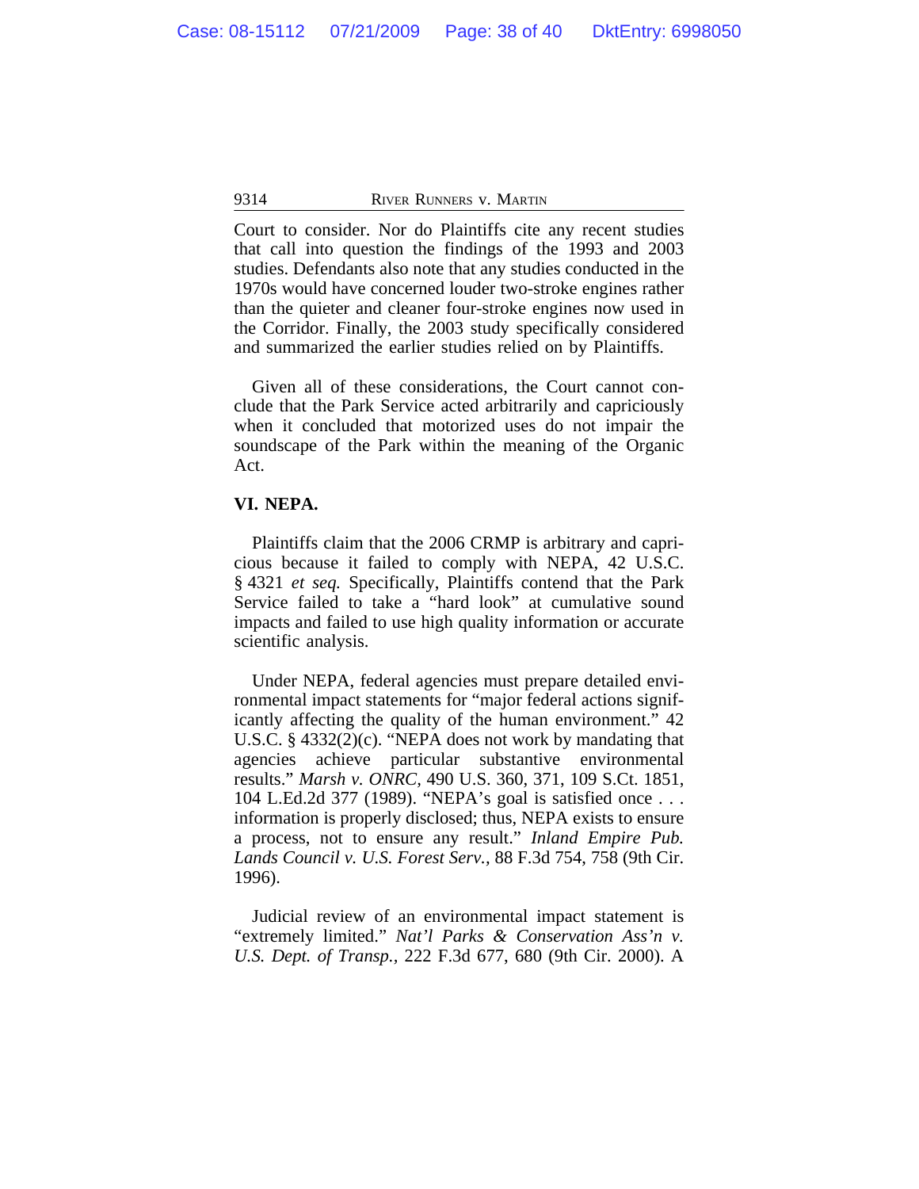Court to consider. Nor do Plaintiffs cite any recent studies that call into question the findings of the 1993 and 2003 studies. Defendants also note that any studies conducted in the 1970s would have concerned louder two-stroke engines rather than the quieter and cleaner four-stroke engines now used in the Corridor. Finally, the 2003 study specifically considered and summarized the earlier studies relied on by Plaintiffs.

Given all of these considerations, the Court cannot conclude that the Park Service acted arbitrarily and capriciously when it concluded that motorized uses do not impair the soundscape of the Park within the meaning of the Organic Act.

**VI. NEPA.**

Plaintiffs claim that the 2006 CRMP is arbitrary and capricious because it failed to comply with NEPA, 42 U.S.C. § 4321 *et seq.* Specifically, Plaintiffs contend that the Park Service failed to take a "hard look" at cumulative sound impacts and failed to use high quality information or accurate scientific analysis.

Under NEPA, federal agencies must prepare detailed environmental impact statements for "major federal actions significantly affecting the quality of the human environment." 42 U.S.C. § 4332(2)(c). "NEPA does not work by mandating that agencies achieve particular substantive environmental results." *Marsh v. ONRC,* 490 U.S. 360, 371, 109 S.Ct. 1851, 104 L.Ed.2d 377 (1989). "NEPA's goal is satisfied once . . . information is properly disclosed; thus, NEPA exists to ensure a process, not to ensure any result." *Inland Empire Pub. Lands Council v. U.S. Forest Serv.,* 88 F.3d 754, 758 (9th Cir. 1996).

Judicial review of an environmental impact statement is "extremely limited." *Nat'l Parks & Conservation Ass'n v. U.S. Dept. of Transp.,* 222 F.3d 677, 680 (9th Cir. 2000). A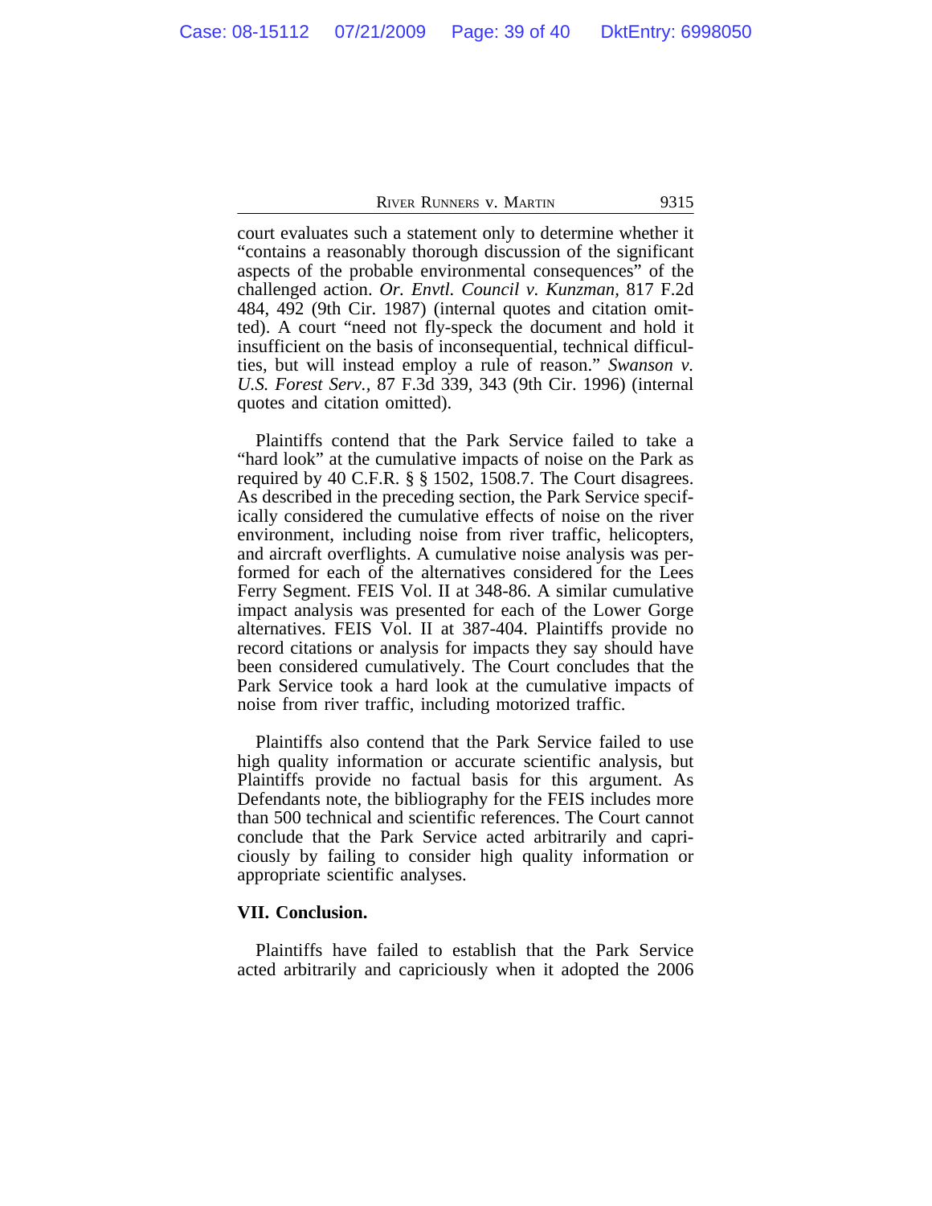court evaluates such a statement only to determine whether it "contains a reasonably thorough discussion of the significant aspects of the probable environmental consequences" of the challenged action. *Or. Envtl. Council v. Kunzman*, 817 F.2d 484, 492 (9th Cir. 1987) (internal quotes and citation omitted). A court "need not fly-speck the document and hold it insufficient on the basis of inconsequential, technical difficulties, but will instead employ a rule of reason." *Swanson v. U.S. Forest Serv.*, 87 F.3d 339, 343 (9th Cir. 1996) (internal quotes and citation omitted).

Plaintiffs contend that the Park Service failed to take a "hard look" at the cumulative impacts of noise on the Park as required by 40 C.F.R. § § 1502, 1508.7. The Court disagrees. As described in the preceding section, the Park Service specifically considered the cumulative effects of noise on the river environment, including noise from river traffic, helicopters, and aircraft overflights. A cumulative noise analysis was performed for each of the alternatives considered for the Lees Ferry Segment. FEIS Vol. II at 348-86. A similar cumulative impact analysis was presented for each of the Lower Gorge alternatives. FEIS Vol. II at 387-404. Plaintiffs provide no record citations or analysis for impacts they say should have been considered cumulatively. The Court concludes that the Park Service took a hard look at the cumulative impacts of noise from river traffic, including motorized traffic.

Plaintiffs also contend that the Park Service failed to use high quality information or accurate scientific analysis, but Plaintiffs provide no factual basis for this argument. As Defendants note, the bibliography for the FEIS includes more than 500 technical and scientific references. The Court cannot conclude that the Park Service acted arbitrarily and capriciously by failing to consider high quality information or appropriate scientific analyses.

**VII. Conclusion.**

Plaintiffs have failed to establish that the Park Service acted arbitrarily and capriciously when it adopted the 2006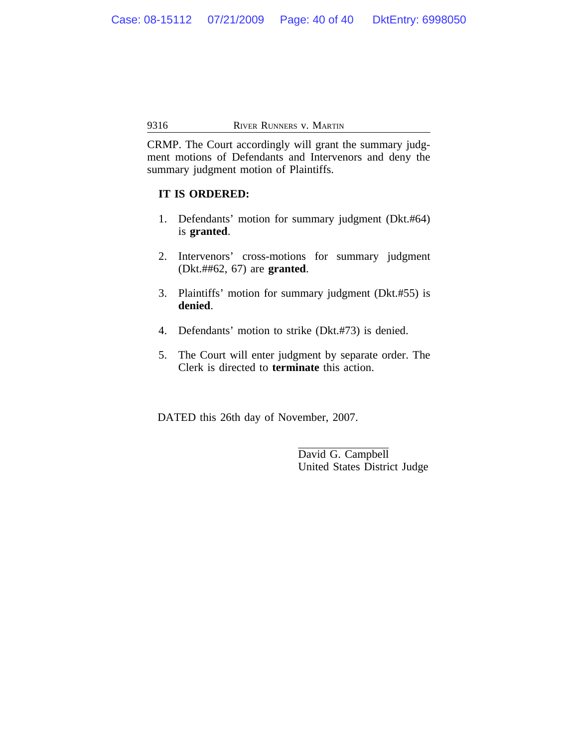CRMP. The Court accordingly will grant the summary judgment motions of Defendants and Intervenors and deny the summary judgment motion of Plaintiffs.

**IT IS ORDERED:**

1. Defendants' motion for summary judgment (Dkt.#64) is **granted**.

2. Intervenors' cross-motions for summary judgment (Dkt.##62, 67) are **granted**.

3. Plaintiffs' motion for summary judgment (Dkt.#55) is **denied**.

4. Defendants' motion to strike (Dkt.#73) is denied.

5. The Court will enter judgment by separate order. The Clerk is directed to **terminate** this action.

DATED this 26th day of November, 2007.

David G. Campbell
United States District Judge